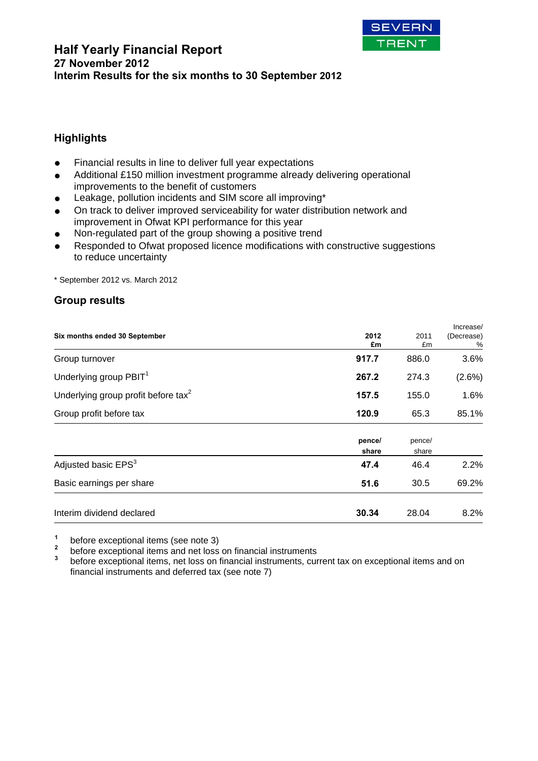# Half Yearly Financial Report

**27 November 2012**

**Interim Results for the six months to 30 September 2012**

## Highlights

- Financial results in line to deliver full year expectations
- Additional £150 million investment programme already delivering operational improvements to the benefit of customers
- Leakage, pollution incidents and SIM score all improving*
- On track to deliver improved serviceability for water distribution network and improvement in Ofwat KPI performance for this year
- Non-regulated part of the group showing a positive trend
- Responded to Ofwat proposed licence modifications with constructive suggestions to reduce uncertainty

\* September 2012 vs. March 2012

## Group results

| Six months ended 30 September | 2012 £m | 2011 £m | Increase/ (Decrease) % |
|---|---|---|---|
| Group turnover | **917.7** | 886.0 | 3.6% |
| Underlying group PBIT[1] | **267.2** | 274.3 | (2.6%) |
| Underlying group profit before tax[2] | **157.5** | 155.0 | 1.6% |
| Group profit before tax | **120.9** | 65.3 | 85.1% |
| | **pence/ share** | pence/ share | |
| Adjusted basic EPS[3] | **47.4** | 46.4 | 2.2% |
| Basic earnings per share | **51.6** | 30.5 | 69.2% |
| Interim dividend declared | **30.34** | 28.04 | 8.2% |

[1] before exceptional items (see note 3)

[2] before exceptional items and net loss on financial instruments

[3] before exceptional items, net loss on financial instruments, current tax on exceptional items and on financial instruments and deferred tax (see note 7)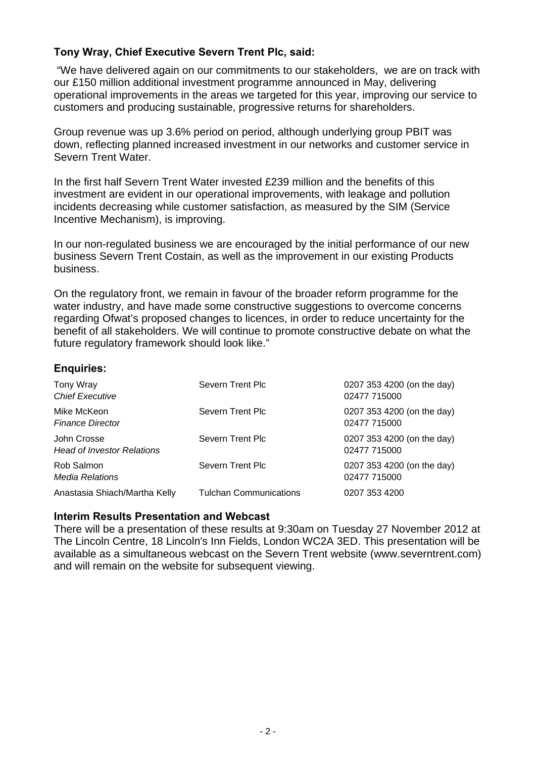**Tony Wray, Chief Executive Severn Trent Plc, said:**

"We have delivered again on our commitments to our stakeholders, we are on track with our £150 million additional investment programme announced in May, delivering operational improvements in the areas we targeted for this year, improving our service to customers and producing sustainable, progressive returns for shareholders.

Group revenue was up 3.6% period on period, although underlying group PBIT was down, reflecting planned increased investment in our networks and customer service in Severn Trent Water.

In the first half Severn Trent Water invested £239 million and the benefits of this investment are evident in our operational improvements, with leakage and pollution incidents decreasing while customer satisfaction, as measured by the SIM (Service Incentive Mechanism), is improving.

In our non-regulated business we are encouraged by the initial performance of our new business Severn Trent Costain, as well as the improvement in our existing Products business.

On the regulatory front, we remain in favour of the broader reform programme for the water industry, and have made some constructive suggestions to overcome concerns regarding Ofwat's proposed changes to licences, in order to reduce uncertainty for the benefit of all stakeholders. We will continue to promote constructive debate on what the future regulatory framework should look like."

## Enquiries:

| | | |
|---|---|---|
| Tony Wray<br>*Chief Executive* | Severn Trent Plc | 0207 353 4200 (on the day)<br>02477 715000 |
| Mike McKeon<br>*Finance Director* | Severn Trent Plc | 0207 353 4200 (on the day)<br>02477 715000 |
| John Crosse<br>*Head of Investor Relations* | Severn Trent Plc | 0207 353 4200 (on the day)<br>02477 715000 |
| Rob Salmon<br>*Media Relations* | Severn Trent Plc | 0207 353 4200 (on the day)<br>02477 715000 |
| Anastasia Shiach/Martha Kelly | Tulchan Communications | 0207 353 4200 |

## Interim Results Presentation and Webcast

There will be a presentation of these results at 9:30am on Tuesday 27 November 2012 at The Lincoln Centre, 18 Lincoln's Inn Fields, London WC2A 3ED. This presentation will be available as a simultaneous webcast on the Severn Trent website (www.severntrent.com) and will remain on the website for subsequent viewing.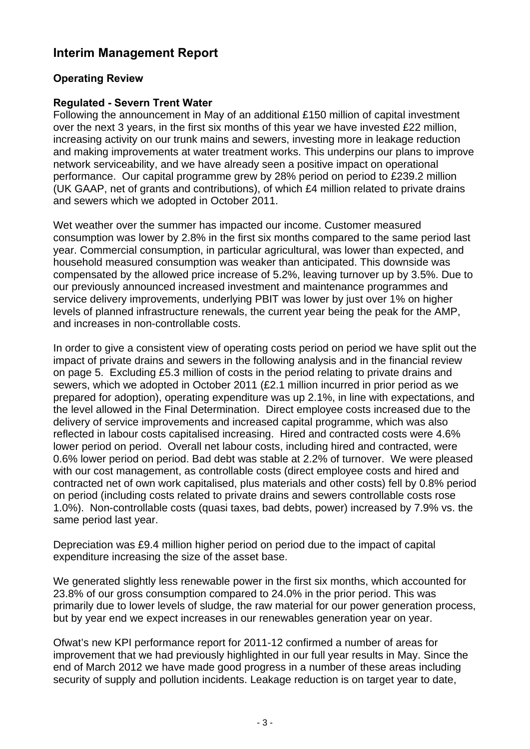# Interim Management Report

## Operating Review

### Regulated - Severn Trent Water

Following the announcement in May of an additional £150 million of capital investment over the next 3 years, in the first six months of this year we have invested £22 million, increasing activity on our trunk mains and sewers, investing more in leakage reduction and making improvements at water treatment works. This underpins our plans to improve network serviceability, and we have already seen a positive impact on operational performance. Our capital programme grew by 28% period on period to £239.2 million (UK GAAP, net of grants and contributions), of which £4 million related to private drains and sewers which we adopted in October 2011.

Wet weather over the summer has impacted our income. Customer measured consumption was lower by 2.8% in the first six months compared to the same period last year. Commercial consumption, in particular agricultural, was lower than expected, and household measured consumption was weaker than anticipated. This downside was compensated by the allowed price increase of 5.2%, leaving turnover up by 3.5%. Due to our previously announced increased investment and maintenance programmes and service delivery improvements, underlying PBIT was lower by just over 1% on higher levels of planned infrastructure renewals, the current year being the peak for the AMP, and increases in non-controllable costs.

In order to give a consistent view of operating costs period on period we have split out the impact of private drains and sewers in the following analysis and in the financial review on page 5. Excluding £5.3 million of costs in the period relating to private drains and sewers, which we adopted in October 2011 (£2.1 million incurred in prior period as we prepared for adoption), operating expenditure was up 2.1%, in line with expectations, and the level allowed in the Final Determination. Direct employee costs increased due to the delivery of service improvements and increased capital programme, which was also reflected in labour costs capitalised increasing. Hired and contracted costs were 4.6% lower period on period. Overall net labour costs, including hired and contracted, were 0.6% lower period on period. Bad debt was stable at 2.2% of turnover. We were pleased with our cost management, as controllable costs (direct employee costs and hired and contracted net of own work capitalised, plus materials and other costs) fell by 0.8% period on period (including costs related to private drains and sewers controllable costs rose 1.0%). Non-controllable costs (quasi taxes, bad debts, power) increased by 7.9% vs. the same period last year.

Depreciation was £9.4 million higher period on period due to the impact of capital expenditure increasing the size of the asset base.

We generated slightly less renewable power in the first six months, which accounted for 23.8% of our gross consumption compared to 24.0% in the prior period. This was primarily due to lower levels of sludge, the raw material for our power generation process, but by year end we expect increases in our renewables generation year on year.

Ofwat's new KPI performance report for 2011-12 confirmed a number of areas for improvement that we had previously highlighted in our full year results in May. Since the end of March 2012 we have made good progress in a number of these areas including security of supply and pollution incidents. Leakage reduction is on target year to date,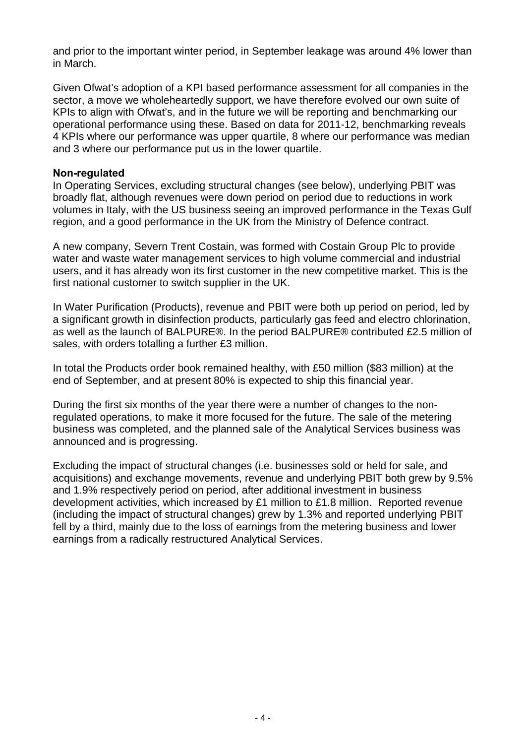and prior to the important winter period, in September leakage was around 4% lower than in March.

Given Ofwat's adoption of a KPI based performance assessment for all companies in the sector, a move we wholeheartedly support, we have therefore evolved our own suite of KPIs to align with Ofwat's, and in the future we will be reporting and benchmarking our operational performance using these. Based on data for 2011-12, benchmarking reveals 4 KPIs where our performance was upper quartile, 8 where our performance was median and 3 where our performance put us in the lower quartile.

**Non-regulated**

In Operating Services, excluding structural changes (see below), underlying PBIT was broadly flat, although revenues were down period on period due to reductions in work volumes in Italy, with the US business seeing an improved performance in the Texas Gulf region, and a good performance in the UK from the Ministry of Defence contract.

A new company, Severn Trent Costain, was formed with Costain Group Plc to provide water and waste water management services to high volume commercial and industrial users, and it has already won its first customer in the new competitive market. This is the first national customer to switch supplier in the UK.

In Water Purification (Products), revenue and PBIT were both up period on period, led by a significant growth in disinfection products, particularly gas feed and electro chlorination, as well as the launch of BALPURE®. In the period BALPURE® contributed £2.5 million of sales, with orders totalling a further £3 million.

In total the Products order book remained healthy, with £50 million ($83 million) at the end of September, and at present 80% is expected to ship this financial year.

During the first six months of the year there were a number of changes to the non-regulated operations, to make it more focused for the future. The sale of the metering business was completed, and the planned sale of the Analytical Services business was announced and is progressing.

Excluding the impact of structural changes (i.e. businesses sold or held for sale, and acquisitions) and exchange movements, revenue and underlying PBIT both grew by 9.5% and 1.9% respectively period on period, after additional investment in business development activities, which increased by £1 million to £1.8 million. Reported revenue (including the impact of structural changes) grew by 1.3% and reported underlying PBIT fell by a third, mainly due to the loss of earnings from the metering business and lower earnings from a radically restructured Analytical Services.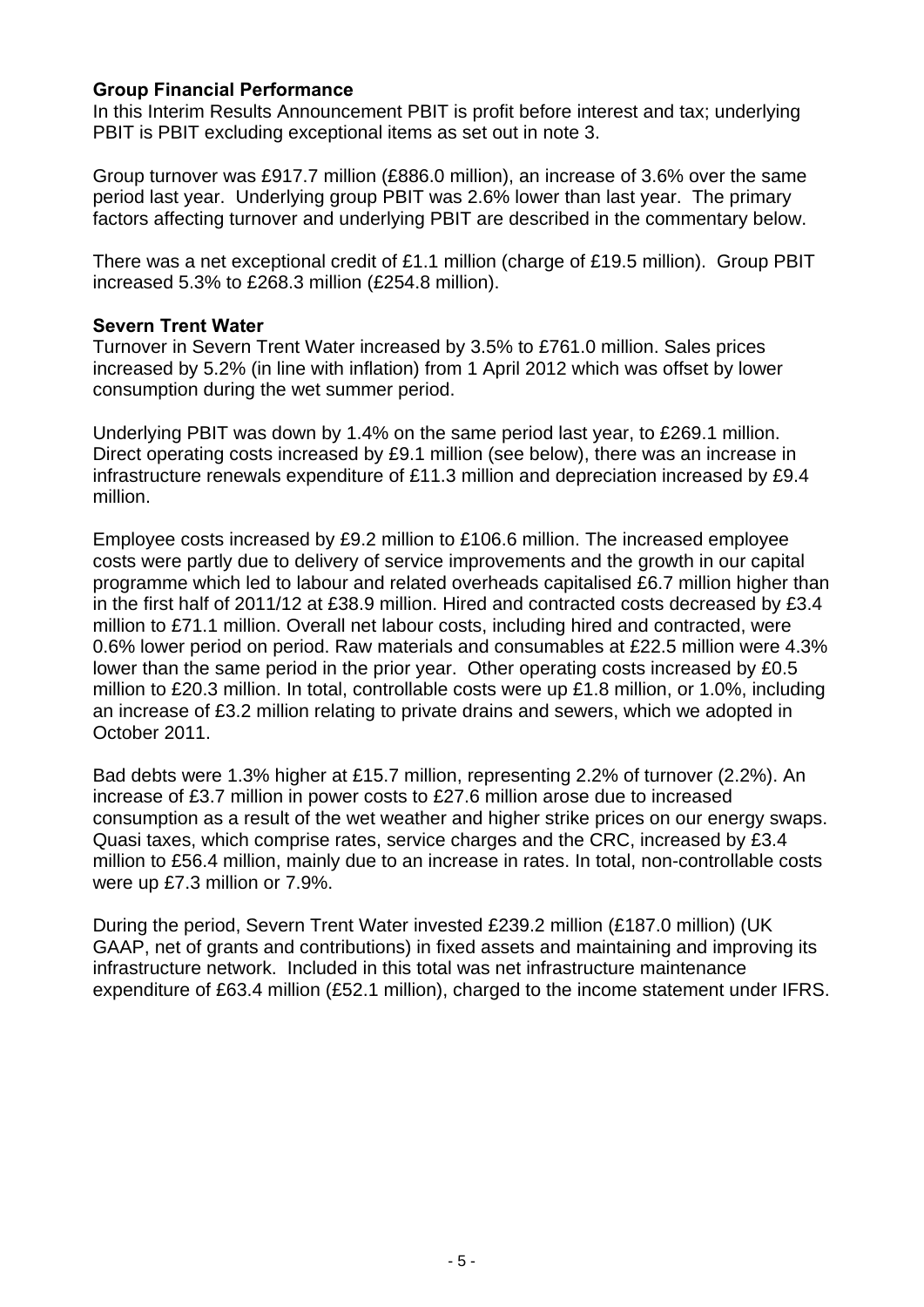**Group Financial Performance**

In this Interim Results Announcement PBIT is profit before interest and tax; underlying PBIT is PBIT excluding exceptional items as set out in note 3.

Group turnover was £917.7 million (£886.0 million), an increase of 3.6% over the same period last year. Underlying group PBIT was 2.6% lower than last year. The primary factors affecting turnover and underlying PBIT are described in the commentary below.

There was a net exceptional credit of £1.1 million (charge of £19.5 million). Group PBIT increased 5.3% to £268.3 million (£254.8 million).

**Severn Trent Water**

Turnover in Severn Trent Water increased by 3.5% to £761.0 million. Sales prices increased by 5.2% (in line with inflation) from 1 April 2012 which was offset by lower consumption during the wet summer period.

Underlying PBIT was down by 1.4% on the same period last year, to £269.1 million. Direct operating costs increased by £9.1 million (see below), there was an increase in infrastructure renewals expenditure of £11.3 million and depreciation increased by £9.4 million.

Employee costs increased by £9.2 million to £106.6 million. The increased employee costs were partly due to delivery of service improvements and the growth in our capital programme which led to labour and related overheads capitalised £6.7 million higher than in the first half of 2011/12 at £38.9 million. Hired and contracted costs decreased by £3.4 million to £71.1 million. Overall net labour costs, including hired and contracted, were 0.6% lower period on period. Raw materials and consumables at £22.5 million were 4.3% lower than the same period in the prior year. Other operating costs increased by £0.5 million to £20.3 million. In total, controllable costs were up £1.8 million, or 1.0%, including an increase of £3.2 million relating to private drains and sewers, which we adopted in October 2011.

Bad debts were 1.3% higher at £15.7 million, representing 2.2% of turnover (2.2%). An increase of £3.7 million in power costs to £27.6 million arose due to increased consumption as a result of the wet weather and higher strike prices on our energy swaps. Quasi taxes, which comprise rates, service charges and the CRC, increased by £3.4 million to £56.4 million, mainly due to an increase in rates. In total, non-controllable costs were up £7.3 million or 7.9%.

During the period, Severn Trent Water invested £239.2 million (£187.0 million) (UK GAAP, net of grants and contributions) in fixed assets and maintaining and improving its infrastructure network. Included in this total was net infrastructure maintenance expenditure of £63.4 million (£52.1 million), charged to the income statement under IFRS.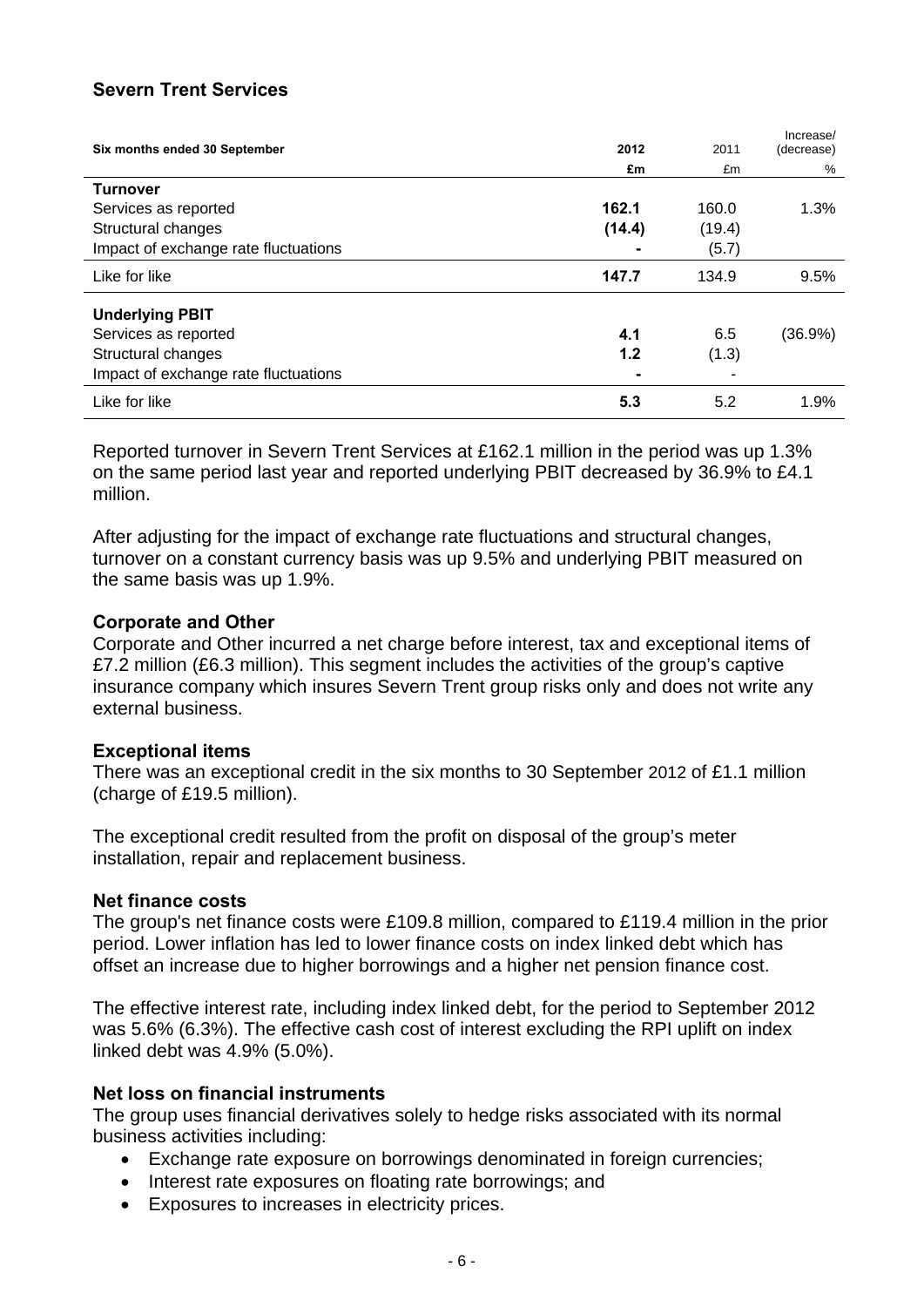## Severn Trent Services

| Six months ended 30 September | 2012 | 2011 | Increase/ (decrease) |
|---|---|---|---|
| | £m | £m | % |
| **Turnover** | | | |
| Services as reported | **162.1** | 160.0 | 1.3% |
| Structural changes | **(14.4)** | (19.4) | |
| Impact of exchange rate fluctuations | **-** | (5.7) | |
| Like for like | **147.7** | 134.9 | 9.5% |
| **Underlying PBIT** | | | |
| Services as reported | **4.1** | 6.5 | (36.9%) |
| Structural changes | **1.2** | (1.3) | |
| Impact of exchange rate fluctuations | **-** | - | |
| Like for like | **5.3** | 5.2 | 1.9% |

Reported turnover in Severn Trent Services at £162.1 million in the period was up 1.3% on the same period last year and reported underlying PBIT decreased by 36.9% to £4.1 million.

After adjusting for the impact of exchange rate fluctuations and structural changes, turnover on a constant currency basis was up 9.5% and underlying PBIT measured on the same basis was up 1.9%.

### Corporate and Other

Corporate and Other incurred a net charge before interest, tax and exceptional items of £7.2 million (£6.3 million). This segment includes the activities of the group's captive insurance company which insures Severn Trent group risks only and does not write any external business.

### Exceptional items

There was an exceptional credit in the six months to 30 September 2012 of £1.1 million (charge of £19.5 million).

The exceptional credit resulted from the profit on disposal of the group's meter installation, repair and replacement business.

### Net finance costs

The group's net finance costs were £109.8 million, compared to £119.4 million in the prior period. Lower inflation has led to lower finance costs on index linked debt which has offset an increase due to higher borrowings and a higher net pension finance cost.

The effective interest rate, including index linked debt, for the period to September 2012 was 5.6% (6.3%). The effective cash cost of interest excluding the RPI uplift on index linked debt was 4.9% (5.0%).

### Net loss on financial instruments

The group uses financial derivatives solely to hedge risks associated with its normal business activities including:

- Exchange rate exposure on borrowings denominated in foreign currencies;
- Interest rate exposures on floating rate borrowings; and
- Exposures to increases in electricity prices.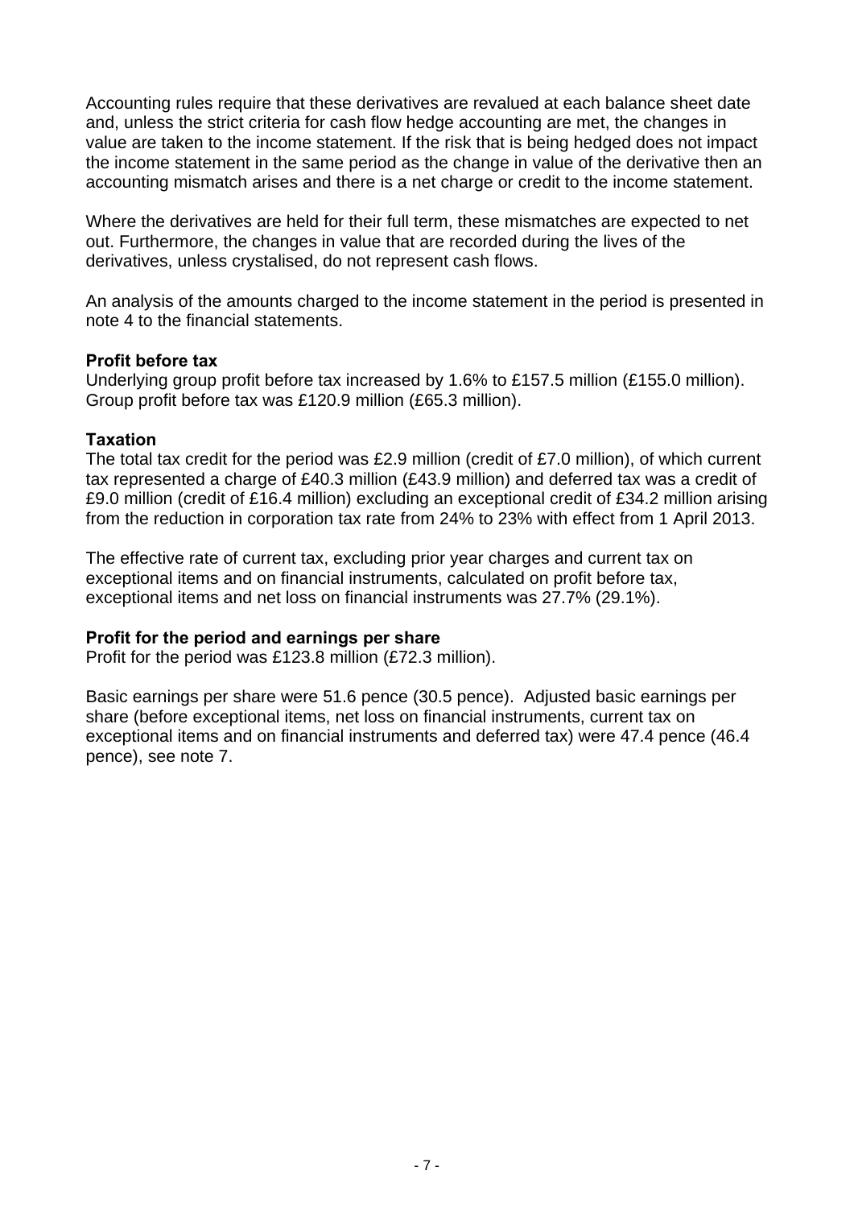Accounting rules require that these derivatives are revalued at each balance sheet date and, unless the strict criteria for cash flow hedge accounting are met, the changes in value are taken to the income statement. If the risk that is being hedged does not impact the income statement in the same period as the change in value of the derivative then an accounting mismatch arises and there is a net charge or credit to the income statement.

Where the derivatives are held for their full term, these mismatches are expected to net out. Furthermore, the changes in value that are recorded during the lives of the derivatives, unless crystalised, do not represent cash flows.

An analysis of the amounts charged to the income statement in the period is presented in note 4 to the financial statements.

**Profit before tax**

Underlying group profit before tax increased by 1.6% to £157.5 million (£155.0 million). Group profit before tax was £120.9 million (£65.3 million).

**Taxation**

The total tax credit for the period was £2.9 million (credit of £7.0 million), of which current tax represented a charge of £40.3 million (£43.9 million) and deferred tax was a credit of £9.0 million (credit of £16.4 million) excluding an exceptional credit of £34.2 million arising from the reduction in corporation tax rate from 24% to 23% with effect from 1 April 2013.

The effective rate of current tax, excluding prior year charges and current tax on exceptional items and on financial instruments, calculated on profit before tax, exceptional items and net loss on financial instruments was 27.7% (29.1%).

**Profit for the period and earnings per share**

Profit for the period was £123.8 million (£72.3 million).

Basic earnings per share were 51.6 pence (30.5 pence). Adjusted basic earnings per share (before exceptional items, net loss on financial instruments, current tax on exceptional items and on financial instruments and deferred tax) were 47.4 pence (46.4 pence), see note 7.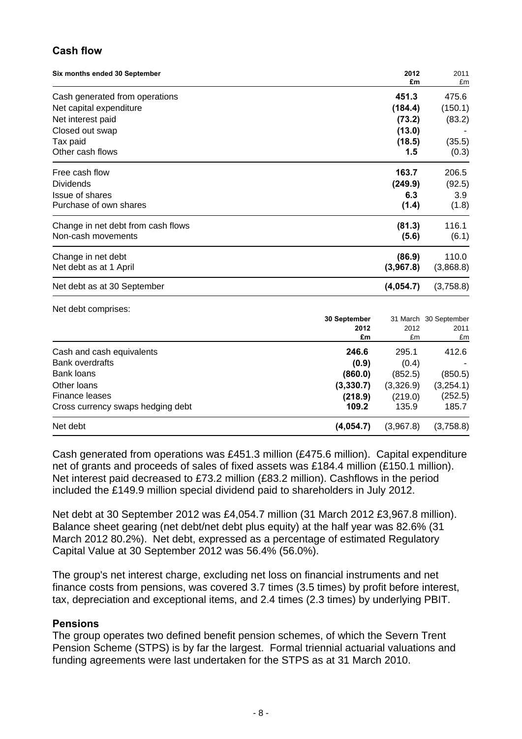## Cash flow

| Six months ended 30 September | 2012 £m | 2011 £m |
|---|---|---|
| Cash generated from operations | **451.3** | 475.6 |
| Net capital expenditure | **(184.4)** | (150.1) |
| Net interest paid | **(73.2)** | (83.2) |
| Closed out swap | **(13.0)** | - |
| Tax paid | **(18.5)** | (35.5) |
| Other cash flows | **1.5** | (0.3) |
| Free cash flow | **163.7** | 206.5 |
| Dividends | **(249.9)** | (92.5) |
| Issue of shares | **6.3** | 3.9 |
| Purchase of own shares | **(1.4)** | (1.8) |
| Change in net debt from cash flows | **(81.3)** | 116.1 |
| Non-cash movements | **(5.6)** | (6.1) |
| Change in net debt | **(86.9)** | 110.0 |
| Net debt as at 1 April | **(3,967.8)** | (3,868.8) |
| Net debt as at 30 September | **(4,054.7)** | (3,758.8) |

Net debt comprises:

| | 30 September 2012 £m | 31 March 2012 £m | 30 September 2011 £m |
|---|---|---|---|
| Cash and cash equivalents | **246.6** | 295.1 | 412.6 |
| Bank overdrafts | **(0.9)** | (0.4) | - |
| Bank loans | **(860.0)** | (852.5) | (850.5) |
| Other loans | **(3,330.7)** | (3,326.9) | (3,254.1) |
| Finance leases | **(218.9)** | (219.0) | (252.5) |
| Cross currency swaps hedging debt | **109.2** | 135.9 | 185.7 |
| Net debt | **(4,054.7)** | (3,967.8) | (3,758.8) |

Cash generated from operations was £451.3 million (£475.6 million). Capital expenditure net of grants and proceeds of sales of fixed assets was £184.4 million (£150.1 million). Net interest paid decreased to £73.2 million (£83.2 million). Cashflows in the period included the £149.9 million special dividend paid to shareholders in July 2012.

Net debt at 30 September 2012 was £4,054.7 million (31 March 2012 £3,967.8 million). Balance sheet gearing (net debt/net debt plus equity) at the half year was 82.6% (31 March 2012 80.2%). Net debt, expressed as a percentage of estimated Regulatory Capital Value at 30 September 2012 was 56.4% (56.0%).

The group's net interest charge, excluding net loss on financial instruments and net finance costs from pensions, was covered 3.7 times (3.5 times) by profit before interest, tax, depreciation and exceptional items, and 2.4 times (2.3 times) by underlying PBIT.

## Pensions

The group operates two defined benefit pension schemes, of which the Severn Trent Pension Scheme (STPS) is by far the largest. Formal triennial actuarial valuations and funding agreements were last undertaken for the STPS as at 31 March 2010.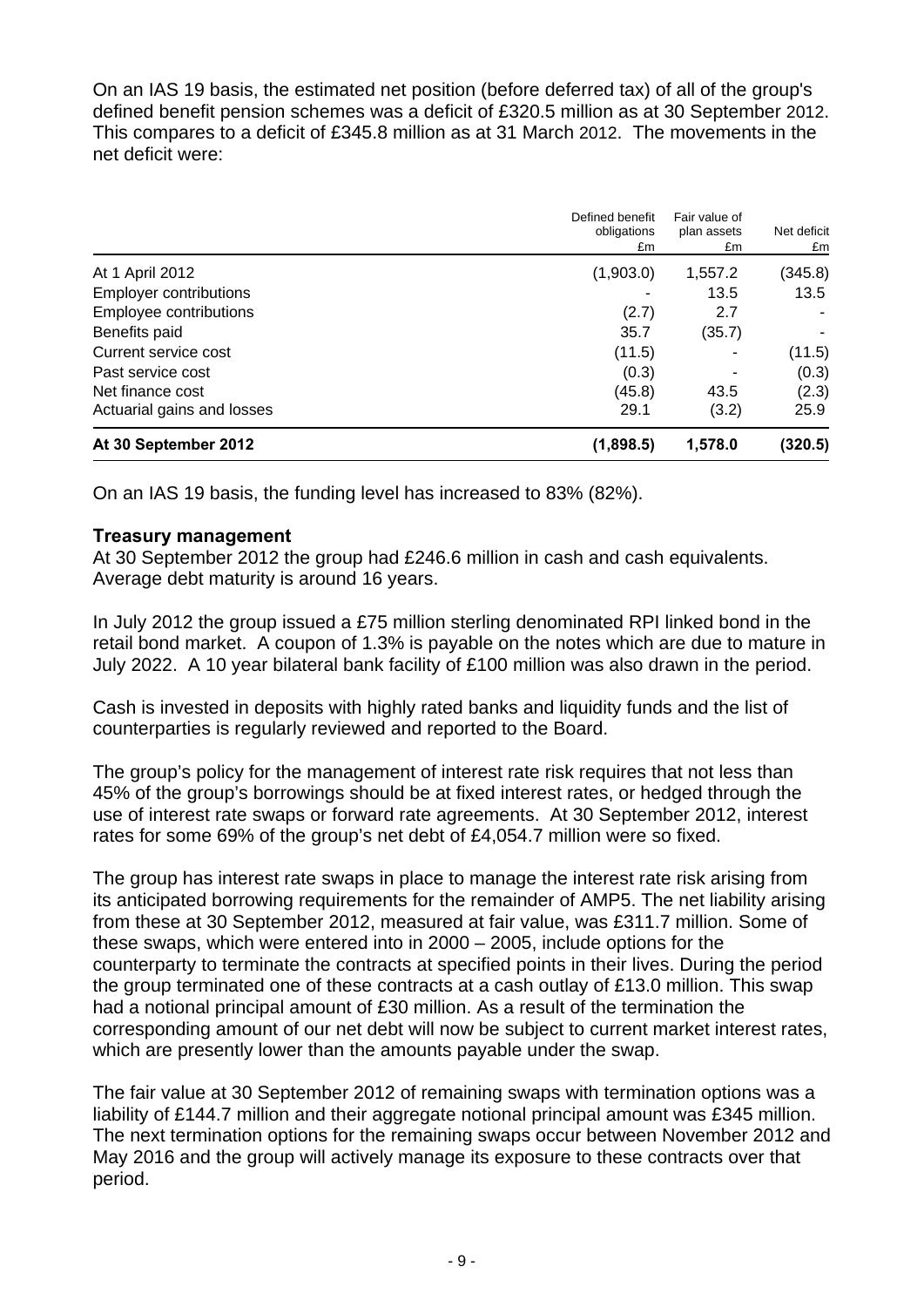On an IAS 19 basis, the estimated net position (before deferred tax) of all of the group's defined benefit pension schemes was a deficit of £320.5 million as at 30 September 2012. This compares to a deficit of £345.8 million as at 31 March 2012. The movements in the net deficit were:

| | Defined benefit obligations £m | Fair value of plan assets £m | Net deficit £m |
|---|---|---|---|
| At 1 April 2012 | (1,903.0) | 1,557.2 | (345.8) |
| Employer contributions | - | 13.5 | 13.5 |
| Employee contributions | (2.7) | 2.7 | - |
| Benefits paid | 35.7 | (35.7) | - |
| Current service cost | (11.5) | - | (11.5) |
| Past service cost | (0.3) | - | (0.3) |
| Net finance cost | (45.8) | 43.5 | (2.3) |
| Actuarial gains and losses | 29.1 | (3.2) | 25.9 |
| **At 30 September 2012** | **(1,898.5)** | **1,578.0** | **(320.5)** |

On an IAS 19 basis, the funding level has increased to 83% (82%).

**Treasury management**

At 30 September 2012 the group had £246.6 million in cash and cash equivalents. Average debt maturity is around 16 years.

In July 2012 the group issued a £75 million sterling denominated RPI linked bond in the retail bond market. A coupon of 1.3% is payable on the notes which are due to mature in July 2022. A 10 year bilateral bank facility of £100 million was also drawn in the period.

Cash is invested in deposits with highly rated banks and liquidity funds and the list of counterparties is regularly reviewed and reported to the Board.

The group's policy for the management of interest rate risk requires that not less than 45% of the group's borrowings should be at fixed interest rates, or hedged through the use of interest rate swaps or forward rate agreements. At 30 September 2012, interest rates for some 69% of the group's net debt of £4,054.7 million were so fixed.

The group has interest rate swaps in place to manage the interest rate risk arising from its anticipated borrowing requirements for the remainder of AMP5. The net liability arising from these at 30 September 2012, measured at fair value, was £311.7 million. Some of these swaps, which were entered into in 2000 – 2005, include options for the counterparty to terminate the contracts at specified points in their lives. During the period the group terminated one of these contracts at a cash outlay of £13.0 million. This swap had a notional principal amount of £30 million. As a result of the termination the corresponding amount of our net debt will now be subject to current market interest rates, which are presently lower than the amounts payable under the swap.

The fair value at 30 September 2012 of remaining swaps with termination options was a liability of £144.7 million and their aggregate notional principal amount was £345 million. The next termination options for the remaining swaps occur between November 2012 and May 2016 and the group will actively manage its exposure to these contracts over that period.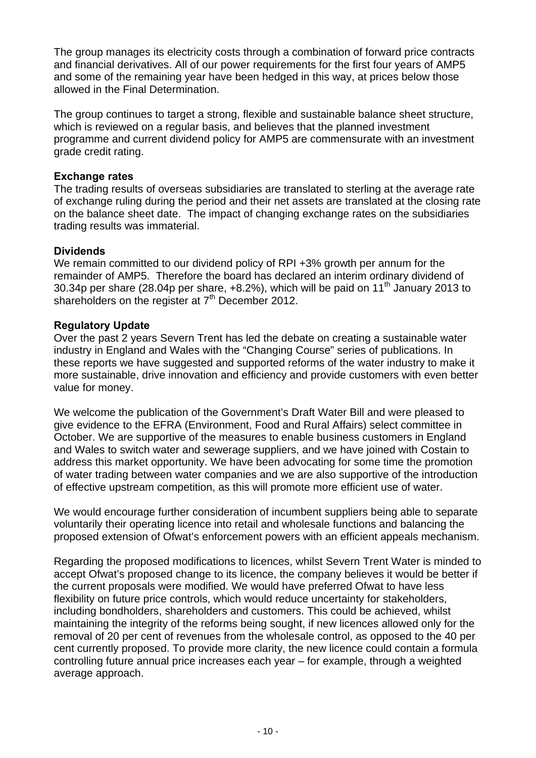The group manages its electricity costs through a combination of forward price contracts and financial derivatives. All of our power requirements for the first four years of AMP5 and some of the remaining year have been hedged in this way, at prices below those allowed in the Final Determination.

The group continues to target a strong, flexible and sustainable balance sheet structure, which is reviewed on a regular basis, and believes that the planned investment programme and current dividend policy for AMP5 are commensurate with an investment grade credit rating.

**Exchange rates**

The trading results of overseas subsidiaries are translated to sterling at the average rate of exchange ruling during the period and their net assets are translated at the closing rate on the balance sheet date. The impact of changing exchange rates on the subsidiaries trading results was immaterial.

**Dividends**

We remain committed to our dividend policy of RPI +3% growth per annum for the remainder of AMP5. Therefore the board has declared an interim ordinary dividend of 30.34p per share (28.04p per share, +8.2%), which will be paid on 11th January 2013 to shareholders on the register at 7th December 2012.

**Regulatory Update**

Over the past 2 years Severn Trent has led the debate on creating a sustainable water industry in England and Wales with the "Changing Course" series of publications. In these reports we have suggested and supported reforms of the water industry to make it more sustainable, drive innovation and efficiency and provide customers with even better value for money.

We welcome the publication of the Government's Draft Water Bill and were pleased to give evidence to the EFRA (Environment, Food and Rural Affairs) select committee in October. We are supportive of the measures to enable business customers in England and Wales to switch water and sewerage suppliers, and we have joined with Costain to address this market opportunity. We have been advocating for some time the promotion of water trading between water companies and we are also supportive of the introduction of effective upstream competition, as this will promote more efficient use of water.

We would encourage further consideration of incumbent suppliers being able to separate voluntarily their operating licence into retail and wholesale functions and balancing the proposed extension of Ofwat's enforcement powers with an efficient appeals mechanism.

Regarding the proposed modifications to licences, whilst Severn Trent Water is minded to accept Ofwat's proposed change to its licence, the company believes it would be better if the current proposals were modified. We would have preferred Ofwat to have less flexibility on future price controls, which would reduce uncertainty for stakeholders, including bondholders, shareholders and customers. This could be achieved, whilst maintaining the integrity of the reforms being sought, if new licences allowed only for the removal of 20 per cent of revenues from the wholesale control, as opposed to the 40 per cent currently proposed. To provide more clarity, the new licence could contain a formula controlling future annual price increases each year – for example, through a weighted average approach.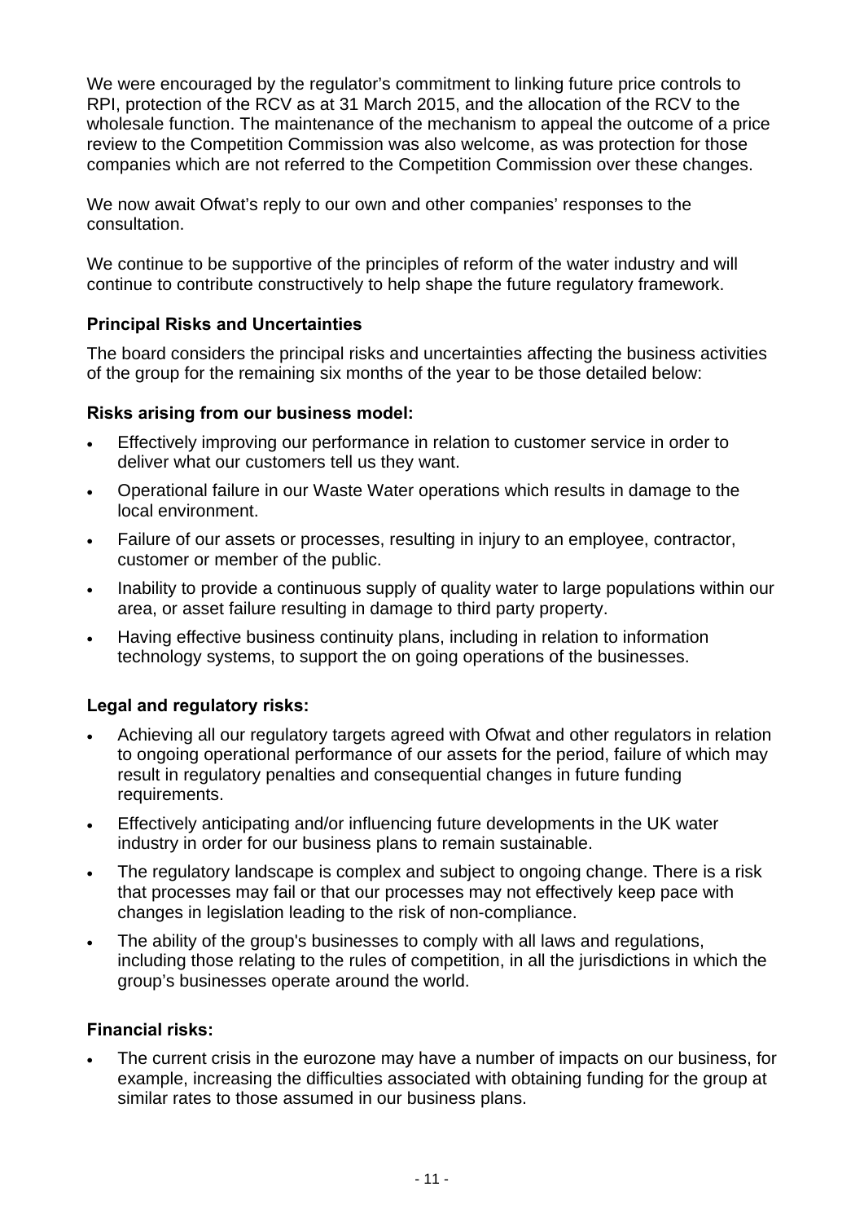We were encouraged by the regulator's commitment to linking future price controls to RPI, protection of the RCV as at 31 March 2015, and the allocation of the RCV to the wholesale function. The maintenance of the mechanism to appeal the outcome of a price review to the Competition Commission was also welcome, as was protection for those companies which are not referred to the Competition Commission over these changes.

We now await Ofwat's reply to our own and other companies' responses to the consultation.

We continue to be supportive of the principles of reform of the water industry and will continue to contribute constructively to help shape the future regulatory framework.

### Principal Risks and Uncertainties

The board considers the principal risks and uncertainties affecting the business activities of the group for the remaining six months of the year to be those detailed below:

#### Risks arising from our business model:

- Effectively improving our performance in relation to customer service in order to deliver what our customers tell us they want.
- Operational failure in our Waste Water operations which results in damage to the local environment.
- Failure of our assets or processes, resulting in injury to an employee, contractor, customer or member of the public.
- Inability to provide a continuous supply of quality water to large populations within our area, or asset failure resulting in damage to third party property.
- Having effective business continuity plans, including in relation to information technology systems, to support the on going operations of the businesses.

#### Legal and regulatory risks:

- Achieving all our regulatory targets agreed with Ofwat and other regulators in relation to ongoing operational performance of our assets for the period, failure of which may result in regulatory penalties and consequential changes in future funding requirements.
- Effectively anticipating and/or influencing future developments in the UK water industry in order for our business plans to remain sustainable.
- The regulatory landscape is complex and subject to ongoing change. There is a risk that processes may fail or that our processes may not effectively keep pace with changes in legislation leading to the risk of non-compliance.
- The ability of the group's businesses to comply with all laws and regulations, including those relating to the rules of competition, in all the jurisdictions in which the group's businesses operate around the world.

#### Financial risks:

- The current crisis in the eurozone may have a number of impacts on our business, for example, increasing the difficulties associated with obtaining funding for the group at similar rates to those assumed in our business plans.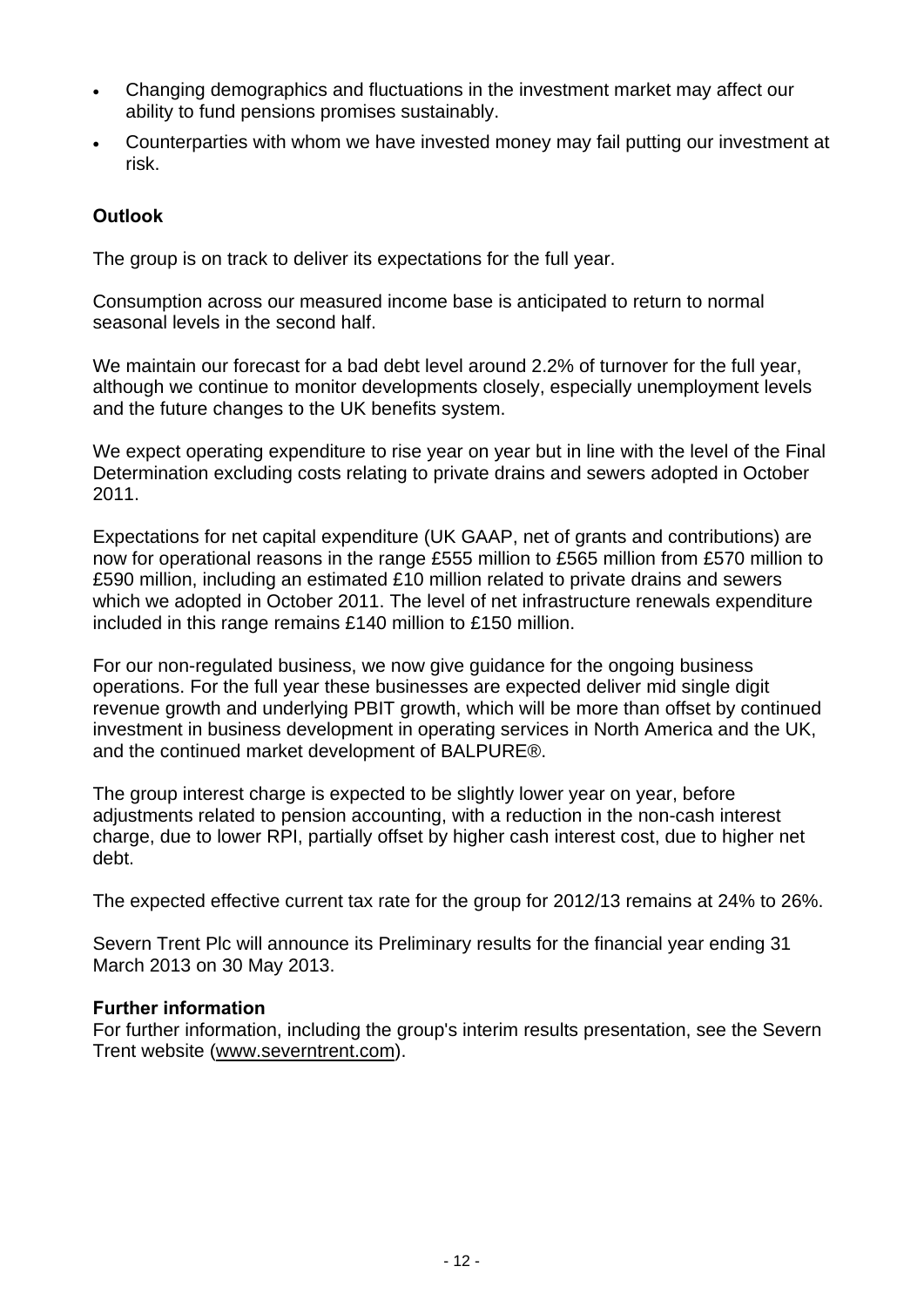- Changing demographics and fluctuations in the investment market may affect our ability to fund pensions promises sustainably.
- Counterparties with whom we have invested money may fail putting our investment at risk.

**Outlook**

The group is on track to deliver its expectations for the full year.

Consumption across our measured income base is anticipated to return to normal seasonal levels in the second half.

We maintain our forecast for a bad debt level around 2.2% of turnover for the full year, although we continue to monitor developments closely, especially unemployment levels and the future changes to the UK benefits system.

We expect operating expenditure to rise year on year but in line with the level of the Final Determination excluding costs relating to private drains and sewers adopted in October 2011.

Expectations for net capital expenditure (UK GAAP, net of grants and contributions) are now for operational reasons in the range £555 million to £565 million from £570 million to £590 million, including an estimated £10 million related to private drains and sewers which we adopted in October 2011. The level of net infrastructure renewals expenditure included in this range remains £140 million to £150 million.

For our non-regulated business, we now give guidance for the ongoing business operations. For the full year these businesses are expected deliver mid single digit revenue growth and underlying PBIT growth, which will be more than offset by continued investment in business development in operating services in North America and the UK, and the continued market development of BALPURE®.

The group interest charge is expected to be slightly lower year on year, before adjustments related to pension accounting, with a reduction in the non-cash interest charge, due to lower RPI, partially offset by higher cash interest cost, due to higher net debt.

The expected effective current tax rate for the group for 2012/13 remains at 24% to 26%.

Severn Trent Plc will announce its Preliminary results for the financial year ending 31 March 2013 on 30 May 2013.

**Further information**
For further information, including the group's interim results presentation, see the Severn Trent website (www.severntrent.com).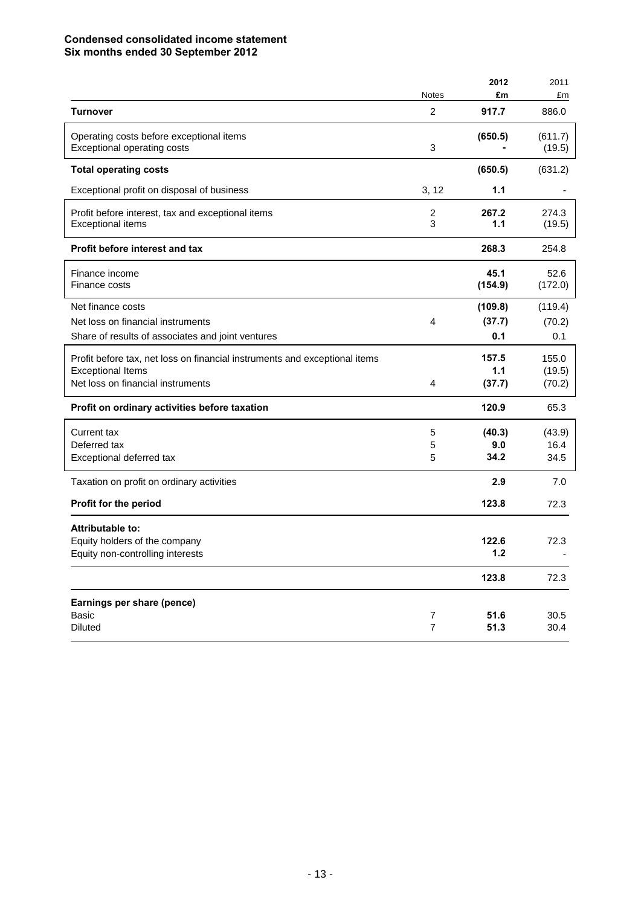**Condensed consolidated income statement**
**Six months ended 30 September 2012**

| | Notes | 2012 £m | 2011 £m |
|---|---|---|---|
| **Turnover** | 2 | **917.7** | 886.0 |
| Operating costs before exceptional items | | **(650.5)** | (611.7) |
| Exceptional operating costs | 3 | **-** | (19.5) |
| **Total operating costs** | | **(650.5)** | (631.2) |
| Exceptional profit on disposal of business | 3, 12 | **1.1** | - |
| Profit before interest, tax and exceptional items | 2 | **267.2** | 274.3 |
| Exceptional items | 3 | **1.1** | (19.5) |
| **Profit before interest and tax** | | **268.3** | 254.8 |
| Finance income | | **45.1** | 52.6 |
| Finance costs | | **(154.9)** | (172.0) |
| Net finance costs | | **(109.8)** | (119.4) |
| Net loss on financial instruments | 4 | **(37.7)** | (70.2) |
| Share of results of associates and joint ventures | | **0.1** | 0.1 |
| Profit before tax, net loss on financial instruments and exceptional items | | **157.5** | 155.0 |
| Exceptional Items | | **1.1** | (19.5) |
| Net loss on financial instruments | 4 | **(37.7)** | (70.2) |
| **Profit on ordinary activities before taxation** | | **120.9** | 65.3 |
| Current tax | 5 | **(40.3)** | (43.9) |
| Deferred tax | 5 | **9.0** | 16.4 |
| Exceptional deferred tax | 5 | **34.2** | 34.5 |
| Taxation on profit on ordinary activities | | **2.9** | 7.0 |
| **Profit for the period** | | **123.8** | 72.3 |
| **Attributable to:** | | | |
| Equity holders of the company | | **122.6** | 72.3 |
| Equity non-controlling interests | | **1.2** | - |
| | | **123.8** | 72.3 |
| **Earnings per share (pence)** | | | |
| Basic | 7 | **51.6** | 30.5 |
| Diluted | 7 | **51.3** | 30.4 |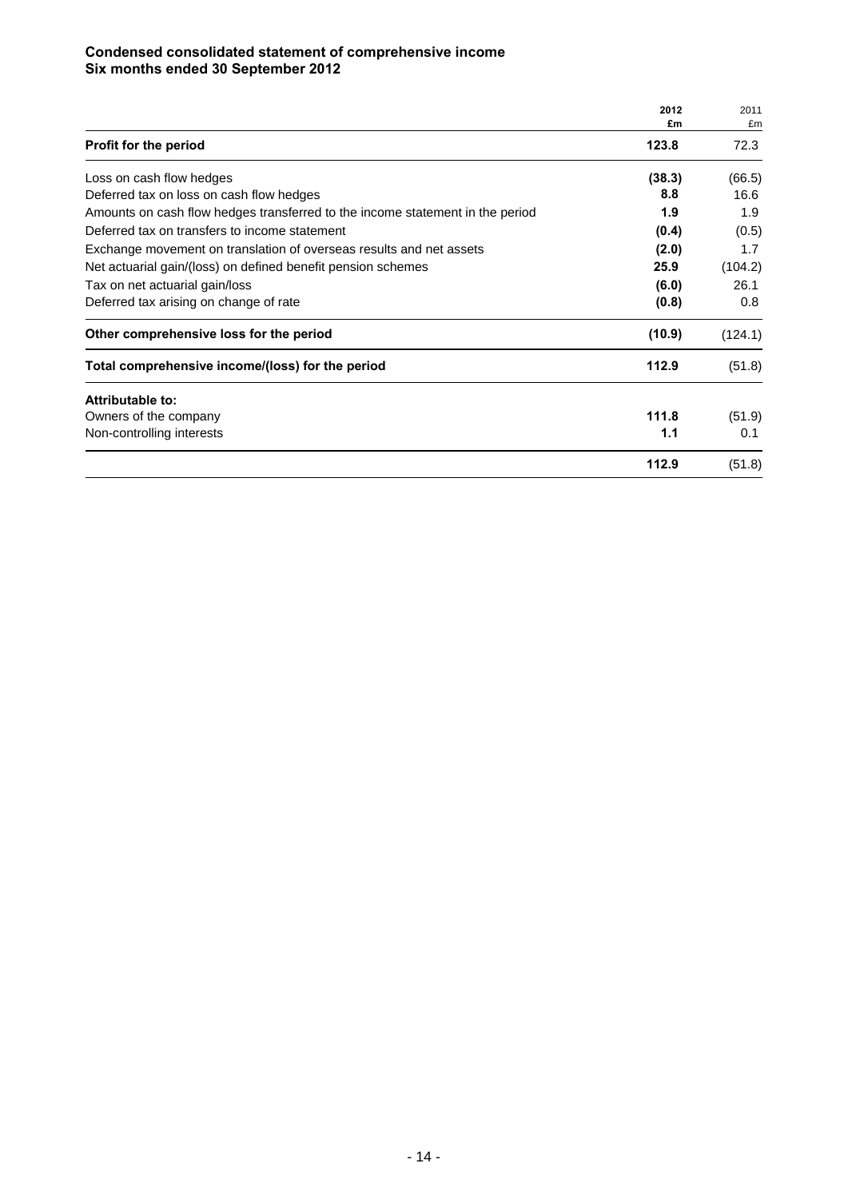**Condensed consolidated statement of comprehensive income**
**Six months ended 30 September 2012**

| | 2012 £m | 2011 £m |
|---|---|---|
| **Profit for the period** | **123.8** | 72.3 |
| Loss on cash flow hedges | **(38.3)** | (66.5) |
| Deferred tax on loss on cash flow hedges | **8.8** | 16.6 |
| Amounts on cash flow hedges transferred to the income statement in the period | **1.9** | 1.9 |
| Deferred tax on transfers to income statement | **(0.4)** | (0.5) |
| Exchange movement on translation of overseas results and net assets | **(2.0)** | 1.7 |
| Net actuarial gain/(loss) on defined benefit pension schemes | **25.9** | (104.2) |
| Tax on net actuarial gain/loss | **(6.0)** | 26.1 |
| Deferred tax arising on change of rate | **(0.8)** | 0.8 |
| **Other comprehensive loss for the period** | **(10.9)** | (124.1) |
| **Total comprehensive income/(loss) for the period** | **112.9** | (51.8) |
| **Attributable to:** | | |
| Owners of the company | **111.8** | (51.9) |
| Non-controlling interests | **1.1** | 0.1 |
| | **112.9** | (51.8) |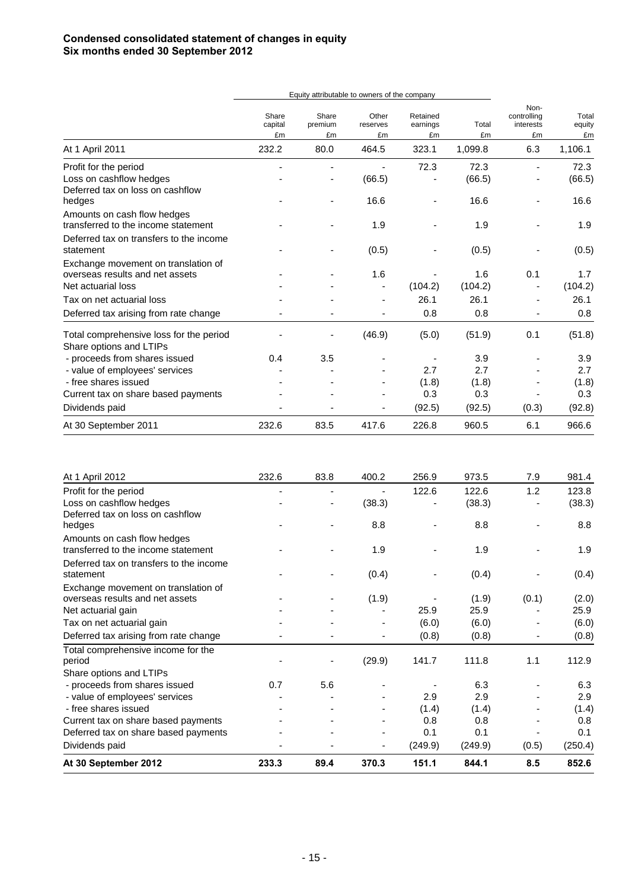# Condensed consolidated statement of changes in equity
# Six months ended 30 September 2012

| | Equity attributable to owners of the company | | | | | | |
|---|---|---|---|---|---|---|---|
| | Share capital £m | Share premium £m | Other reserves £m | Retained earnings £m | Total £m | Non-controlling interests £m | Total equity £m |
| At 1 April 2011 | 232.2 | 80.0 | 464.5 | 323.1 | 1,099.8 | 6.3 | 1,106.1 |
| Profit for the period | - | - | - | 72.3 | 72.3 | - | 72.3 |
| Loss on cashflow hedges | - | - | (66.5) | - | (66.5) | - | (66.5) |
| Deferred tax on loss on cashflow hedges | - | - | 16.6 | - | 16.6 | - | 16.6 |
| Amounts on cash flow hedges transferred to the income statement | - | - | 1.9 | - | 1.9 | - | 1.9 |
| Deferred tax on transfers to the income statement | - | - | (0.5) | - | (0.5) | - | (0.5) |
| Exchange movement on translation of overseas results and net assets | - | - | 1.6 | - | 1.6 | 0.1 | 1.7 |
| Net actuarial loss | - | - | - | (104.2) | (104.2) | - | (104.2) |
| Tax on net actuarial loss | - | - | - | 26.1 | 26.1 | - | 26.1 |
| Deferred tax arising from rate change | - | - | - | 0.8 | 0.8 | - | 0.8 |
| Total comprehensive loss for the period | - | - | (46.9) | (5.0) | (51.9) | 0.1 | (51.8) |
| Share options and LTIPs | | | | | | | |
| - proceeds from shares issued | 0.4 | 3.5 | - | - | 3.9 | - | 3.9 |
| - value of employees' services | - | - | - | 2.7 | 2.7 | - | 2.7 |
| - free shares issued | - | - | - | (1.8) | (1.8) | - | (1.8) |
| Current tax on share based payments | - | - | - | 0.3 | 0.3 | - | 0.3 |
| Dividends paid | - | - | - | (92.5) | (92.5) | (0.3) | (92.8) |
| At 30 September 2011 | 232.6 | 83.5 | 417.6 | 226.8 | 960.5 | 6.1 | 966.6 |
| | | | | | | | |
| At 1 April 2012 | 232.6 | 83.8 | 400.2 | 256.9 | 973.5 | 7.9 | 981.4 |
| Profit for the period | - | - | - | 122.6 | 122.6 | 1.2 | 123.8 |
| Loss on cashflow hedges | - | - | (38.3) | - | (38.3) | - | (38.3) |
| Deferred tax on loss on cashflow hedges | - | - | 8.8 | - | 8.8 | - | 8.8 |
| Amounts on cash flow hedges transferred to the income statement | - | - | 1.9 | - | 1.9 | - | 1.9 |
| Deferred tax on transfers to the income statement | - | - | (0.4) | - | (0.4) | - | (0.4) |
| Exchange movement on translation of overseas results and net assets | - | - | (1.9) | - | (1.9) | (0.1) | (2.0) |
| Net actuarial gain | - | - | - | 25.9 | 25.9 | - | 25.9 |
| Tax on net actuarial gain | - | - | - | (6.0) | (6.0) | - | (6.0) |
| Deferred tax arising from rate change | - | - | - | (0.8) | (0.8) | - | (0.8) |
| Total comprehensive income for the period | - | - | (29.9) | 141.7 | 111.8 | 1.1 | 112.9 |
| Share options and LTIPs | | | | | | | |
| - proceeds from shares issued | 0.7 | 5.6 | - | - | 6.3 | - | 6.3 |
| - value of employees' services | - | - | - | 2.9 | 2.9 | - | 2.9 |
| - free shares issued | - | - | - | (1.4) | (1.4) | - | (1.4) |
| Current tax on share based payments | - | - | - | 0.8 | 0.8 | - | 0.8 |
| Deferred tax on share based payments | - | - | - | 0.1 | 0.1 | - | 0.1 |
| Dividends paid | - | - | - | (249.9) | (249.9) | (0.5) | (250.4) |
| **At 30 September 2012** | **233.3** | **89.4** | **370.3** | **151.1** | **844.1** | **8.5** | **852.6** |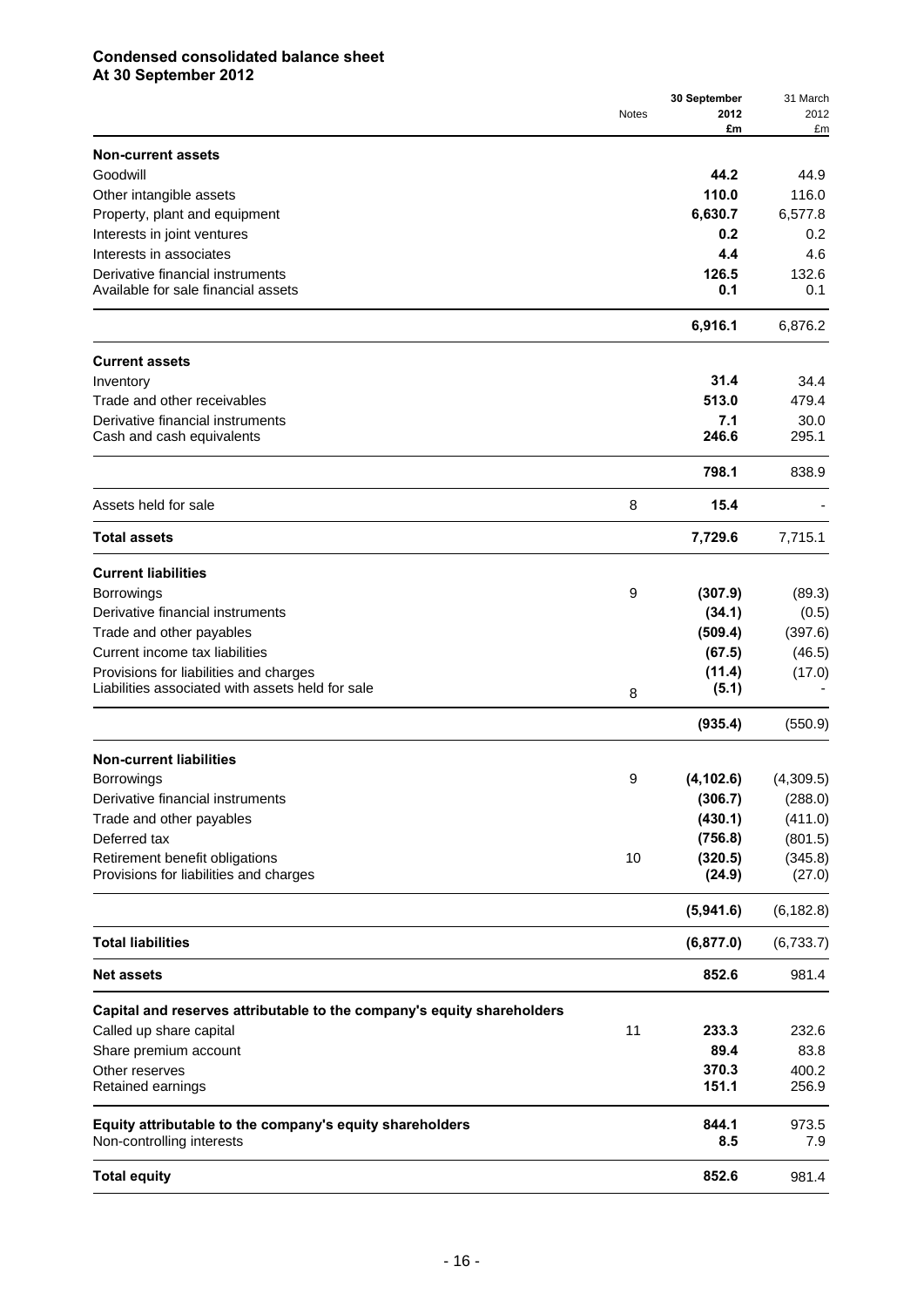**Condensed consolidated balance sheet**
**At 30 September 2012**

| | Notes | 30 September 2012 £m | 31 March 2012 £m |
|---|---|---|---|
| **Non-current assets** | | | |
| Goodwill | | **44.2** | 44.9 |
| Other intangible assets | | **110.0** | 116.0 |
| Property, plant and equipment | | **6,630.7** | 6,577.8 |
| Interests in joint ventures | | **0.2** | 0.2 |
| Interests in associates | | **4.4** | 4.6 |
| Derivative financial instruments | | **126.5** | 132.6 |
| Available for sale financial assets | | **0.1** | 0.1 |
| | | **6,916.1** | 6,876.2 |
| **Current assets** | | | |
| Inventory | | **31.4** | 34.4 |
| Trade and other receivables | | **513.0** | 479.4 |
| Derivative financial instruments | | **7.1** | 30.0 |
| Cash and cash equivalents | | **246.6** | 295.1 |
| | | **798.1** | 838.9 |
| Assets held for sale | 8 | **15.4** | - |
| **Total assets** | | **7,729.6** | 7,715.1 |
| **Current liabilities** | | | |
| Borrowings | 9 | **(307.9)** | (89.3) |
| Derivative financial instruments | | **(34.1)** | (0.5) |
| Trade and other payables | | **(509.4)** | (397.6) |
| Current income tax liabilities | | **(67.5)** | (46.5) |
| Provisions for liabilities and charges | | **(11.4)** | (17.0) |
| Liabilities associated with assets held for sale | 8 | **(5.1)** | - |
| | | **(935.4)** | (550.9) |
| **Non-current liabilities** | | | |
| Borrowings | 9 | **(4,102.6)** | (4,309.5) |
| Derivative financial instruments | | **(306.7)** | (288.0) |
| Trade and other payables | | **(430.1)** | (411.0) |
| Deferred tax | | **(756.8)** | (801.5) |
| Retirement benefit obligations | 10 | **(320.5)** | (345.8) |
| Provisions for liabilities and charges | | **(24.9)** | (27.0) |
| | | **(5,941.6)** | (6,182.8) |
| **Total liabilities** | | **(6,877.0)** | (6,733.7) |
| **Net assets** | | **852.6** | 981.4 |
| **Capital and reserves attributable to the company's equity shareholders** | | | |
| Called up share capital | 11 | **233.3** | 232.6 |
| Share premium account | | **89.4** | 83.8 |
| Other reserves | | **370.3** | 400.2 |
| Retained earnings | | **151.1** | 256.9 |
| **Equity attributable to the company's equity shareholders** | | **844.1** | 973.5 |
| Non-controlling interests | | **8.5** | 7.9 |
| **Total equity** | | **852.6** | 981.4 |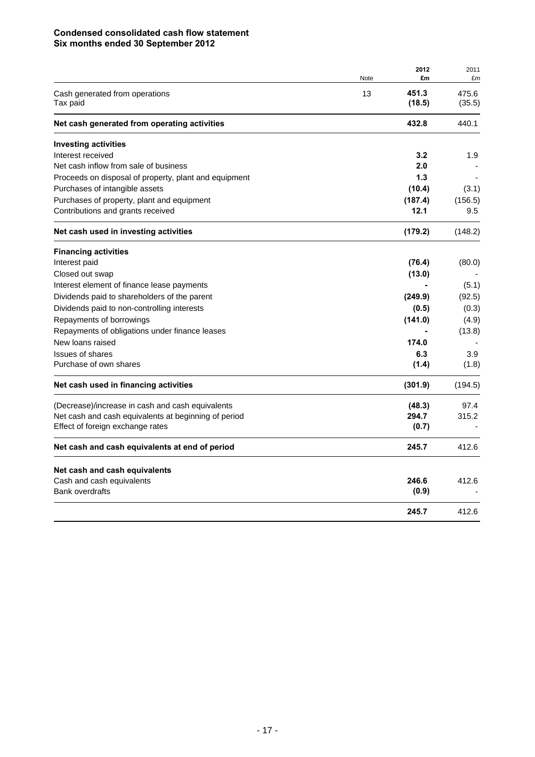**Condensed consolidated cash flow statement**
**Six months ended 30 September 2012**

| | Note | 2012 £m | 2011 £m |
|---|---|---|---|
| Cash generated from operations | 13 | **451.3** | 475.6 |
| Tax paid | | **(18.5)** | (35.5) |
| **Net cash generated from operating activities** | | **432.8** | 440.1 |
| **Investing activities** | | | |
| Interest received | | **3.2** | 1.9 |
| Net cash inflow from sale of business | | **2.0** | - |
| Proceeds on disposal of property, plant and equipment | | **1.3** | - |
| Purchases of intangible assets | | **(10.4)** | (3.1) |
| Purchases of property, plant and equipment | | **(187.4)** | (156.5) |
| Contributions and grants received | | **12.1** | 9.5 |
| **Net cash used in investing activities** | | **(179.2)** | (148.2) |
| **Financing activities** | | | |
| Interest paid | | **(76.4)** | (80.0) |
| Closed out swap | | **(13.0)** | - |
| Interest element of finance lease payments | | **-** | (5.1) |
| Dividends paid to shareholders of the parent | | **(249.9)** | (92.5) |
| Dividends paid to non-controlling interests | | **(0.5)** | (0.3) |
| Repayments of borrowings | | **(141.0)** | (4.9) |
| Repayments of obligations under finance leases | | **-** | (13.8) |
| New loans raised | | **174.0** | - |
| Issues of shares | | **6.3** | 3.9 |
| Purchase of own shares | | **(1.4)** | (1.8) |
| **Net cash used in financing activities** | | **(301.9)** | (194.5) |
| (Decrease)/increase in cash and cash equivalents | | **(48.3)** | 97.4 |
| Net cash and cash equivalents at beginning of period | | **294.7** | 315.2 |
| Effect of foreign exchange rates | | **(0.7)** | - |
| **Net cash and cash equivalents at end of period** | | **245.7** | 412.6 |
| **Net cash and cash equivalents** | | | |
| Cash and cash equivalents | | **246.6** | 412.6 |
| Bank overdrafts | | **(0.9)** | - |
| | | **245.7** | 412.6 |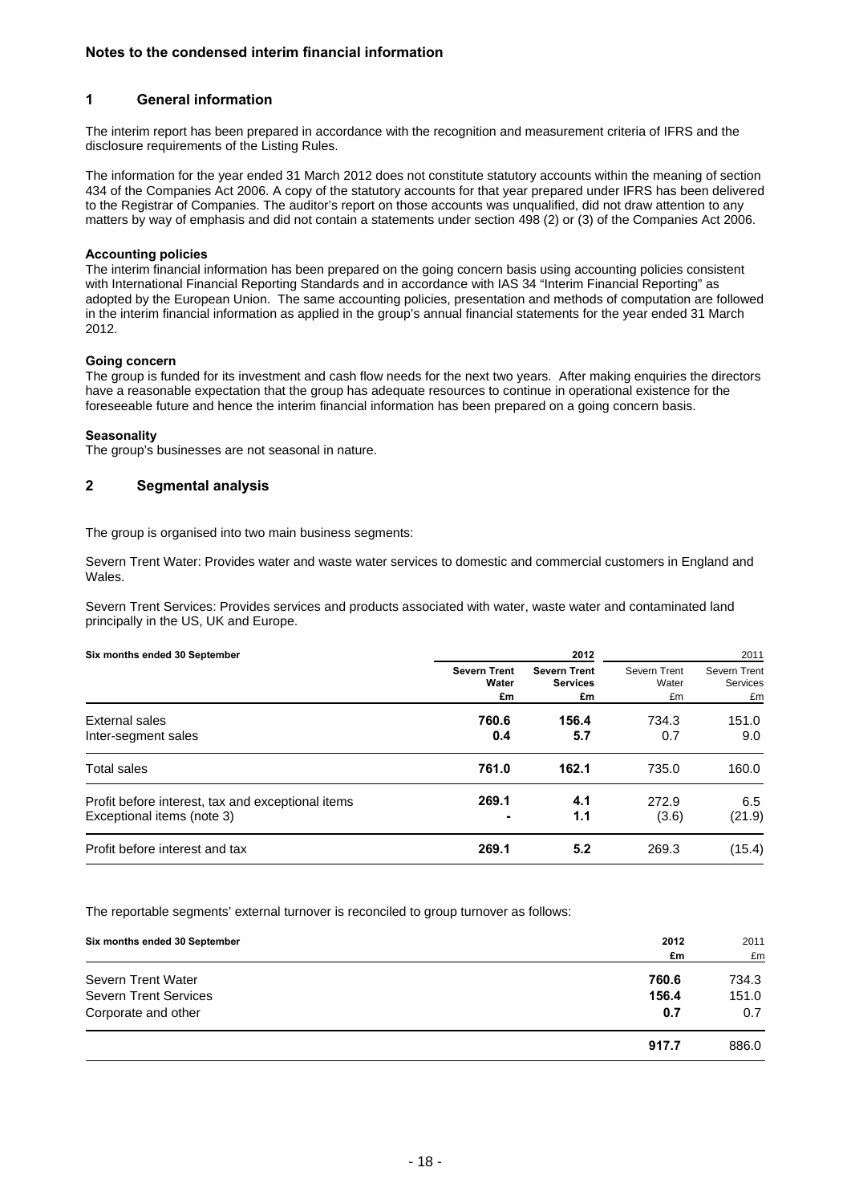## Notes to the condensed interim financial information

### 1 General information

The interim report has been prepared in accordance with the recognition and measurement criteria of IFRS and the disclosure requirements of the Listing Rules.

The information for the year ended 31 March 2012 does not constitute statutory accounts within the meaning of section 434 of the Companies Act 2006. A copy of the statutory accounts for that year prepared under IFRS has been delivered to the Registrar of Companies. The auditor's report on those accounts was unqualified, did not draw attention to any matters by way of emphasis and did not contain a statements under section 498 (2) or (3) of the Companies Act 2006.

**Accounting policies**
The interim financial information has been prepared on the going concern basis using accounting policies consistent with International Financial Reporting Standards and in accordance with IAS 34 "Interim Financial Reporting" as adopted by the European Union. The same accounting policies, presentation and methods of computation are followed in the interim financial information as applied in the group's annual financial statements for the year ended 31 March 2012.

**Going concern**
The group is funded for its investment and cash flow needs for the next two years. After making enquiries the directors have a reasonable expectation that the group has adequate resources to continue in operational existence for the foreseeable future and hence the interim financial information has been prepared on a going concern basis.

**Seasonality**
The group's businesses are not seasonal in nature.

### 2 Segmental analysis

The group is organised into two main business segments:

Severn Trent Water: Provides water and waste water services to domestic and commercial customers in England and Wales.

Severn Trent Services: Provides services and products associated with water, waste water and contaminated land principally in the US, UK and Europe.

| Six months ended 30 September | 2012 | | 2011 | |
|---|---|---|---|---|
| | **Severn Trent Water £m** | **Severn Trent Services £m** | Severn Trent Water £m | Severn Trent Services £m |
| External sales | **760.6** | **156.4** | 734.3 | 151.0 |
| Inter-segment sales | **0.4** | **5.7** | 0.7 | 9.0 |
| Total sales | **761.0** | **162.1** | 735.0 | 160.0 |
| Profit before interest, tax and exceptional items | **269.1** | **4.1** | 272.9 | 6.5 |
| Exceptional items (note 3) | **-** | **1.1** | (3.6) | (21.9) |
| Profit before interest and tax | **269.1** | **5.2** | 269.3 | (15.4) |

The reportable segments' external turnover is reconciled to group turnover as follows:

| Six months ended 30 September | 2012 £m | 2011 £m |
|---|---|---|
| Severn Trent Water | **760.6** | 734.3 |
| Severn Trent Services | **156.4** | 151.0 |
| Corporate and other | **0.7** | 0.7 |
| | **917.7** | 886.0 |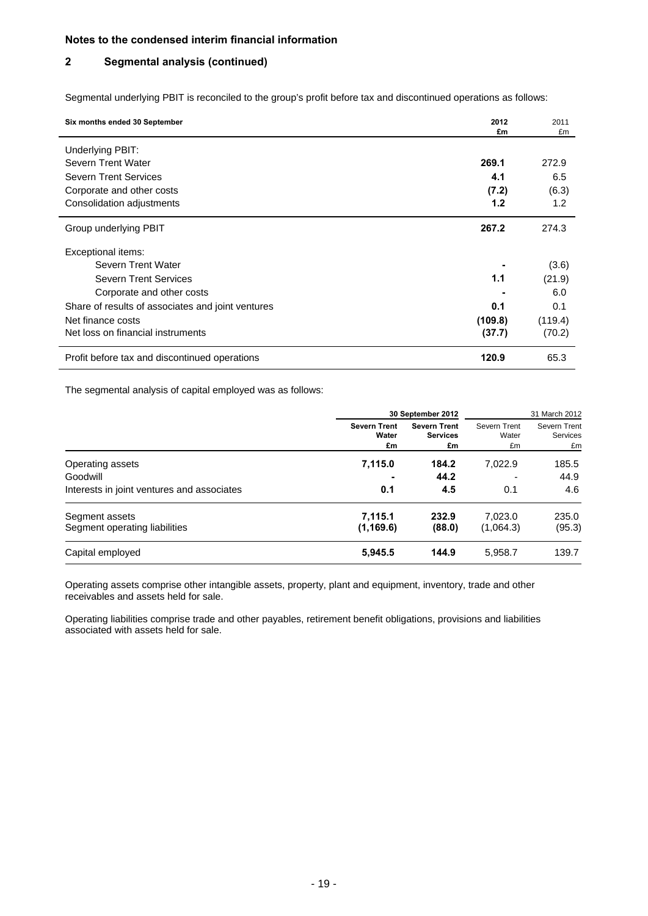## Notes to the condensed interim financial information

## 2 Segmental analysis (continued)

Segmental underlying PBIT is reconciled to the group's profit before tax and discontinued operations as follows:

| Six months ended 30 September | 2012 £m | 2011 £m |
|---|---|---|
| Underlying PBIT: | | |
| Severn Trent Water | **269.1** | 272.9 |
| Severn Trent Services | **4.1** | 6.5 |
| Corporate and other costs | **(7.2)** | (6.3) |
| Consolidation adjustments | **1.2** | 1.2 |
| Group underlying PBIT | **267.2** | 274.3 |
| Exceptional items: | | |
| Severn Trent Water | **-** | (3.6) |
| Severn Trent Services | **1.1** | (21.9) |
| Corporate and other costs | **-** | 6.0 |
| Share of results of associates and joint ventures | **0.1** | 0.1 |
| Net finance costs | **(109.8)** | (119.4) |
| Net loss on financial instruments | **(37.7)** | (70.2) |
| Profit before tax and discontinued operations | **120.9** | 65.3 |

The segmental analysis of capital employed was as follows:

| | **30 September 2012** | | 31 March 2012 | |
|---|---|---|---|---|
| | **Severn Trent Water £m** | **Severn Trent Services £m** | Severn Trent Water £m | Severn Trent Services £m |
| Operating assets | **7,115.0** | **184.2** | 7,022.9 | 185.5 |
| Goodwill | **-** | **44.2** | - | 44.9 |
| Interests in joint ventures and associates | **0.1** | **4.5** | 0.1 | 4.6 |
| Segment assets | **7,115.1** | **232.9** | 7,023.0 | 235.0 |
| Segment operating liabilities | **(1,169.6)** | **(88.0)** | (1,064.3) | (95.3) |
| Capital employed | **5,945.5** | **144.9** | 5,958.7 | 139.7 |

Operating assets comprise other intangible assets, property, plant and equipment, inventory, trade and other receivables and assets held for sale.

Operating liabilities comprise trade and other payables, retirement benefit obligations, provisions and liabilities associated with assets held for sale.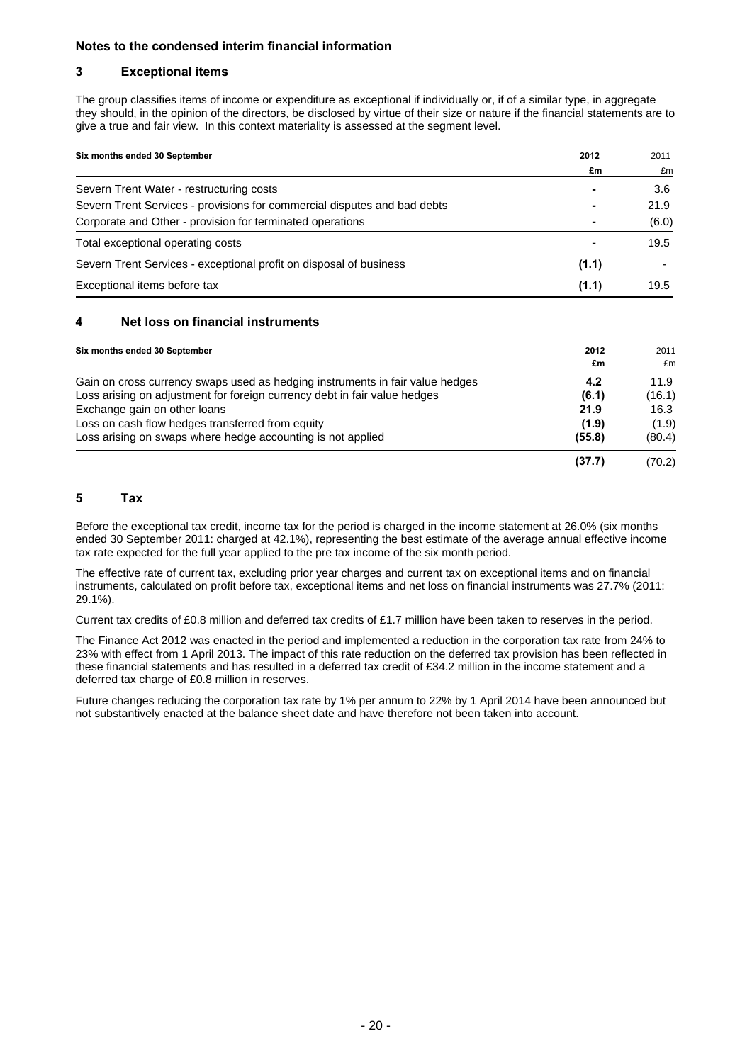**Notes to the condensed interim financial information**

## 3 Exceptional items

The group classifies items of income or expenditure as exceptional if individually or, if of a similar type, in aggregate they should, in the opinion of the directors, be disclosed by virtue of their size or nature if the financial statements are to give a true and fair view. In this context materiality is assessed at the segment level.

| Six months ended 30 September | 2012 £m | 2011 £m |
|---|---|---|
| Severn Trent Water - restructuring costs | - | 3.6 |
| Severn Trent Services - provisions for commercial disputes and bad debts | - | 21.9 |
| Corporate and Other - provision for terminated operations | - | (6.0) |
| Total exceptional operating costs | - | 19.5 |
| Severn Trent Services - exceptional profit on disposal of business | (1.1) | - |
| Exceptional items before tax | (1.1) | 19.5 |

## 4 Net loss on financial instruments

| Six months ended 30 September | 2012 £m | 2011 £m |
|---|---|---|
| Gain on cross currency swaps used as hedging instruments in fair value hedges | 4.2 | 11.9 |
| Loss arising on adjustment for foreign currency debt in fair value hedges | (6.1) | (16.1) |
| Exchange gain on other loans | 21.9 | 16.3 |
| Loss on cash flow hedges transferred from equity | (1.9) | (1.9) |
| Loss arising on swaps where hedge accounting is not applied | (55.8) | (80.4) |
| | (37.7) | (70.2) |

## 5 Tax

Before the exceptional tax credit, income tax for the period is charged in the income statement at 26.0% (six months ended 30 September 2011: charged at 42.1%), representing the best estimate of the average annual effective income tax rate expected for the full year applied to the pre tax income of the six month period.

The effective rate of current tax, excluding prior year charges and current tax on exceptional items and on financial instruments, calculated on profit before tax, exceptional items and net loss on financial instruments was 27.7% (2011: 29.1%).

Current tax credits of £0.8 million and deferred tax credits of £1.7 million have been taken to reserves in the period.

The Finance Act 2012 was enacted in the period and implemented a reduction in the corporation tax rate from 24% to 23% with effect from 1 April 2013. The impact of this rate reduction on the deferred tax provision has been reflected in these financial statements and has resulted in a deferred tax credit of £34.2 million in the income statement and a deferred tax charge of £0.8 million in reserves.

Future changes reducing the corporation tax rate by 1% per annum to 22% by 1 April 2014 have been announced but not substantively enacted at the balance sheet date and have therefore not been taken into account.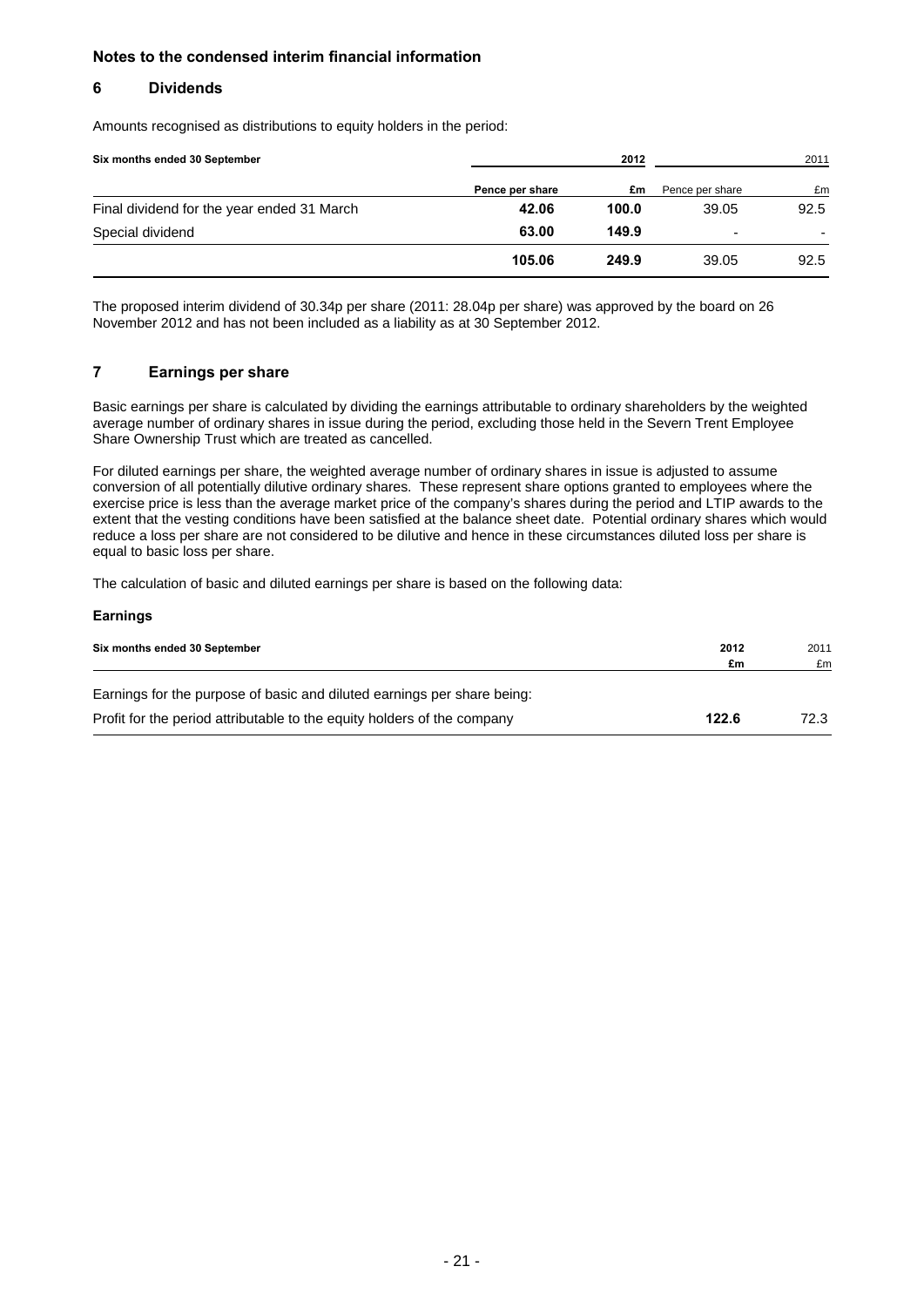**Notes to the condensed interim financial information**

## 6 Dividends

Amounts recognised as distributions to equity holders in the period:

| Six months ended 30 September | 2012 | | 2011 | |
|---|---|---|---|---|
| | Pence per share | £m | Pence per share | £m |
| Final dividend for the year ended 31 March | **42.06** | **100.0** | 39.05 | 92.5 |
| Special dividend | **63.00** | **149.9** | - | - |
| | **105.06** | **249.9** | 39.05 | 92.5 |

The proposed interim dividend of 30.34p per share (2011: 28.04p per share) was approved by the board on 26 November 2012 and has not been included as a liability as at 30 September 2012.

## 7 Earnings per share

Basic earnings per share is calculated by dividing the earnings attributable to ordinary shareholders by the weighted average number of ordinary shares in issue during the period, excluding those held in the Severn Trent Employee Share Ownership Trust which are treated as cancelled.

For diluted earnings per share, the weighted average number of ordinary shares in issue is adjusted to assume conversion of all potentially dilutive ordinary shares. These represent share options granted to employees where the exercise price is less than the average market price of the company's shares during the period and LTIP awards to the extent that the vesting conditions have been satisfied at the balance sheet date. Potential ordinary shares which would reduce a loss per share are not considered to be dilutive and hence in these circumstances diluted loss per share is equal to basic loss per share.

The calculation of basic and diluted earnings per share is based on the following data:

**Earnings**

| Six months ended 30 September | 2012<br>£m | 2011<br>£m |
|---|---|---|
| Earnings for the purpose of basic and diluted earnings per share being: | | |
| Profit for the period attributable to the equity holders of the company | **122.6** | 72.3 |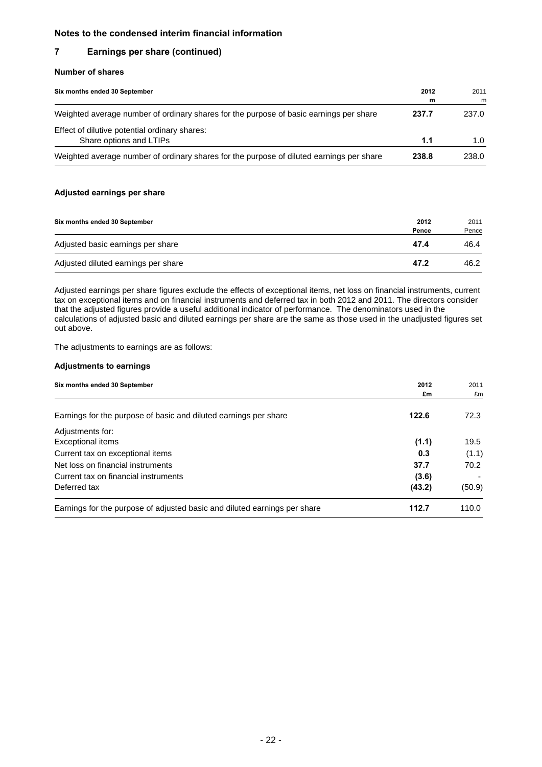**Notes to the condensed interim financial information**

## 7 Earnings per share (continued)

### Number of shares

| Six months ended 30 September | 2012<br>m | 2011<br>m |
|---|---|---|
| Weighted average number of ordinary shares for the purpose of basic earnings per share | **237.7** | 237.0 |
| Effect of dilutive potential ordinary shares:<br>Share options and LTIPs | **1.1** | 1.0 |
| Weighted average number of ordinary shares for the purpose of diluted earnings per share | **238.8** | 238.0 |

### Adjusted earnings per share

| Six months ended 30 September | 2012<br>Pence | 2011<br>Pence |
|---|---|---|
| Adjusted basic earnings per share | **47.4** | 46.4 |
| Adjusted diluted earnings per share | **47.2** | 46.2 |

Adjusted earnings per share figures exclude the effects of exceptional items, net loss on financial instruments, current tax on exceptional items and on financial instruments and deferred tax in both 2012 and 2011. The directors consider that the adjusted figures provide a useful additional indicator of performance. The denominators used in the calculations of adjusted basic and diluted earnings per share are the same as those used in the unadjusted figures set out above.

The adjustments to earnings are as follows:

### Adjustments to earnings

| Six months ended 30 September | 2012<br>£m | 2011<br>£m |
|---|---|---|
| Earnings for the purpose of basic and diluted earnings per share | **122.6** | 72.3 |
| Adjustments for: | | |
| Exceptional items | **(1.1)** | 19.5 |
| Current tax on exceptional items | **0.3** | (1.1) |
| Net loss on financial instruments | **37.7** | 70.2 |
| Current tax on financial instruments | **(3.6)** | - |
| Deferred tax | **(43.2)** | (50.9) |
| Earnings for the purpose of adjusted basic and diluted earnings per share | **112.7** | 110.0 |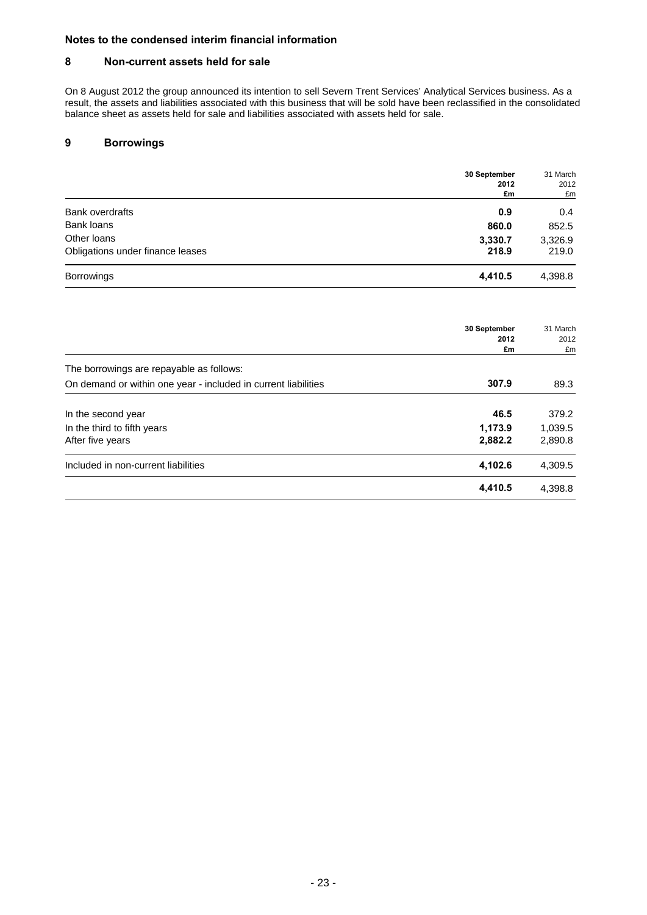## Notes to the condensed interim financial information

### 8 Non-current assets held for sale

On 8 August 2012 the group announced its intention to sell Severn Trent Services' Analytical Services business. As a result, the assets and liabilities associated with this business that will be sold have been reclassified in the consolidated balance sheet as assets held for sale and liabilities associated with assets held for sale.

### 9 Borrowings

| | **30 September 2012 £m** | 31 March 2012 £m |
|---|---|---|
| Bank overdrafts | **0.9** | 0.4 |
| Bank loans | **860.0** | 852.5 |
| Other loans | **3,330.7** | 3,326.9 |
| Obligations under finance leases | **218.9** | 219.0 |
| Borrowings | **4,410.5** | 4,398.8 |

| | **30 September 2012 £m** | 31 March 2012 £m |
|---|---|---|
| The borrowings are repayable as follows: | | |
| On demand or within one year - included in current liabilities | **307.9** | 89.3 |
| In the second year | **46.5** | 379.2 |
| In the third to fifth years | **1,173.9** | 1,039.5 |
| After five years | **2,882.2** | 2,890.8 |
| Included in non-current liabilities | **4,102.6** | 4,309.5 |
| | **4,410.5** | 4,398.8 |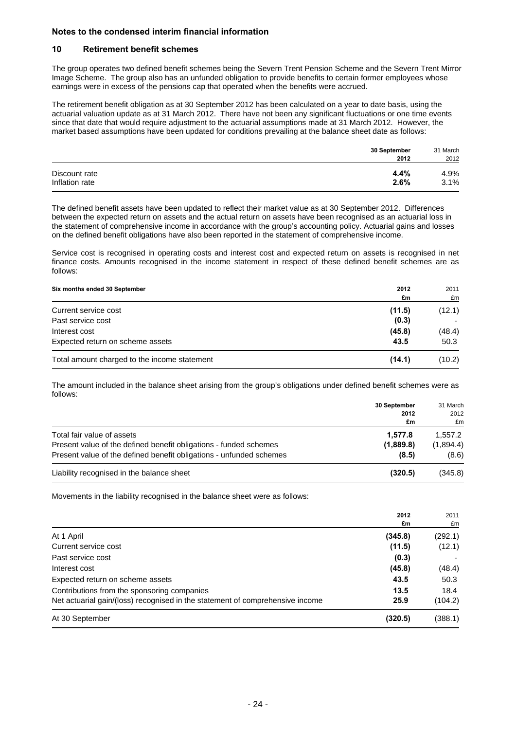# Notes to the condensed interim financial information

## 10 Retirement benefit schemes

The group operates two defined benefit schemes being the Severn Trent Pension Scheme and the Severn Trent Mirror Image Scheme. The group also has an unfunded obligation to provide benefits to certain former employees whose earnings were in excess of the pensions cap that operated when the benefits were accrued.

The retirement benefit obligation as at 30 September 2012 has been calculated on a year to date basis, using the actuarial valuation update as at 31 March 2012. There have not been any significant fluctuations or one time events since that date that would require adjustment to the actuarial assumptions made at 31 March 2012. However, the market based assumptions have been updated for conditions prevailing at the balance sheet date as follows:

| | **30 September 2012** | 31 March 2012 |
|---|---|---|
| Discount rate | **4.4%** | 4.9% |
| Inflation rate | **2.6%** | 3.1% |

The defined benefit assets have been updated to reflect their market value as at 30 September 2012. Differences between the expected return on assets and the actual return on assets have been recognised as an actuarial loss in the statement of comprehensive income in accordance with the group's accounting policy. Actuarial gains and losses on the defined benefit obligations have also been reported in the statement of comprehensive income.

Service cost is recognised in operating costs and interest cost and expected return on assets is recognised in net finance costs. Amounts recognised in the income statement in respect of these defined benefit schemes are as follows:

| **Six months ended 30 September** | **2012 £m** | 2011 £m |
|---|---|---|
| Current service cost | **(11.5)** | (12.1) |
| Past service cost | **(0.3)** | - |
| Interest cost | **(45.8)** | (48.4) |
| Expected return on scheme assets | **43.5** | 50.3 |
| Total amount charged to the income statement | **(14.1)** | (10.2) |

The amount included in the balance sheet arising from the group's obligations under defined benefit schemes were as follows:

| | **30 September 2012 £m** | 31 March 2012 £m |
|---|---|---|
| Total fair value of assets | **1,577.8** | 1,557.2 |
| Present value of the defined benefit obligations - funded schemes | **(1,889.8)** | (1,894.4) |
| Present value of the defined benefit obligations - unfunded schemes | **(8.5)** | (8.6) |
| Liability recognised in the balance sheet | **(320.5)** | (345.8) |

Movements in the liability recognised in the balance sheet were as follows:

| | **2012 £m** | 2011 £m |
|---|---|---|
| At 1 April | **(345.8)** | (292.1) |
| Current service cost | **(11.5)** | (12.1) |
| Past service cost | **(0.3)** | - |
| Interest cost | **(45.8)** | (48.4) |
| Expected return on scheme assets | **43.5** | 50.3 |
| Contributions from the sponsoring companies | **13.5** | 18.4 |
| Net actuarial gain/(loss) recognised in the statement of comprehensive income | **25.9** | (104.2) |
| At 30 September | **(320.5)** | (388.1) |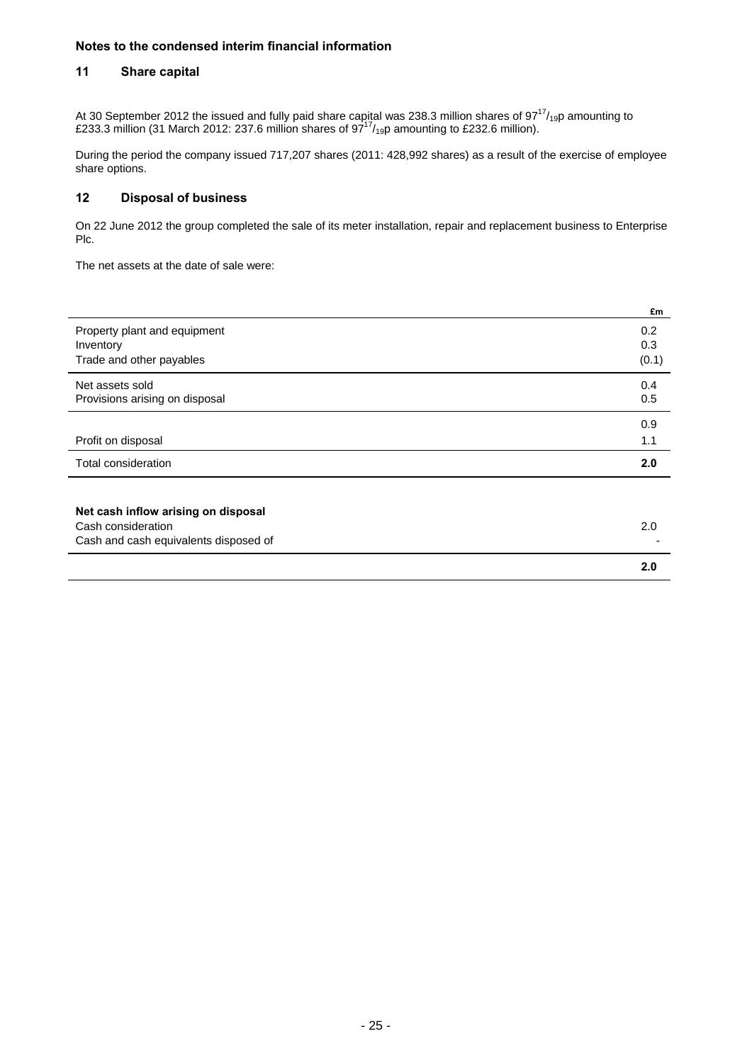**Notes to the condensed interim financial information**

## 11 Share capital

At 30 September 2012 the issued and fully paid share capital was 238.3 million shares of $97^{17}/_{19}$p amounting to £233.3 million (31 March 2012: 237.6 million shares of $97^{17}/_{19}$p amounting to £232.6 million).

During the period the company issued 717,207 shares (2011: 428,992 shares) as a result of the exercise of employee share options.

## 12 Disposal of business

On 22 June 2012 the group completed the sale of its meter installation, repair and replacement business to Enterprise Plc.

The net assets at the date of sale were:

| | £m |
|---|---|
| Property plant and equipment | 0.2 |
| Inventory | 0.3 |
| Trade and other payables | (0.1) |
| Net assets sold | 0.4 |
| Provisions arising on disposal | 0.5 |
| | 0.9 |
| Profit on disposal | 1.1 |
| Total consideration | **2.0** |

| **Net cash inflow arising on disposal** | |
|---|---|
| Cash consideration | 2.0 |
| Cash and cash equivalents disposed of | - |
| | **2.0** |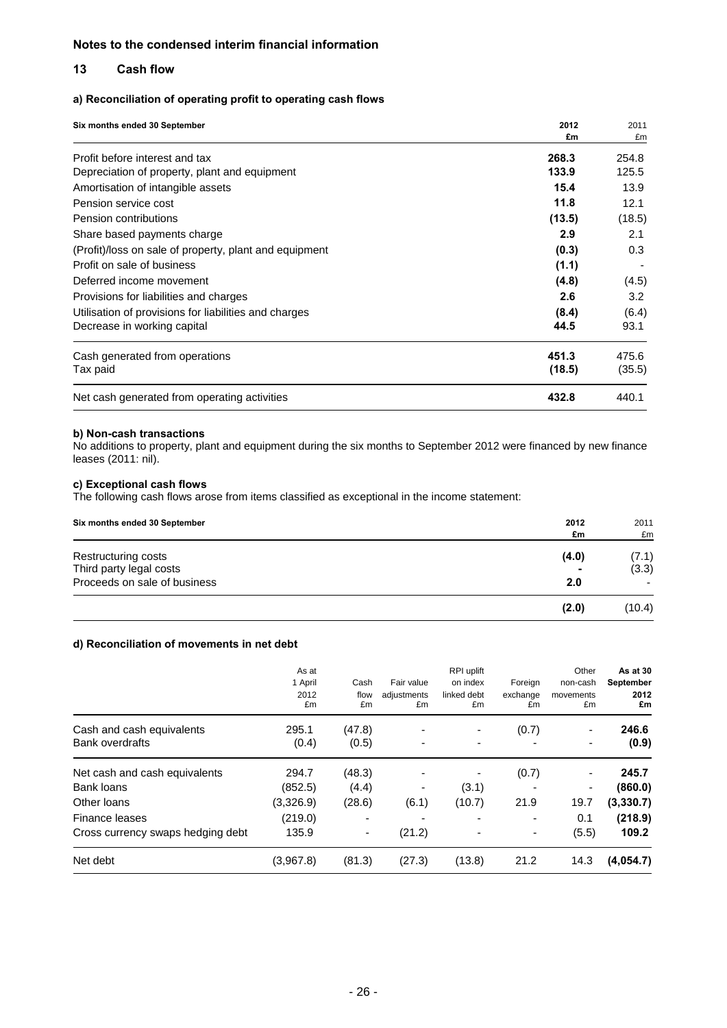## Notes to the condensed interim financial information

## 13 Cash flow

### a) Reconciliation of operating profit to operating cash flows

| Six months ended 30 September | 2012 £m | 2011 £m |
|---|---|---|
| Profit before interest and tax | **268.3** | 254.8 |
| Depreciation of property, plant and equipment | **133.9** | 125.5 |
| Amortisation of intangible assets | **15.4** | 13.9 |
| Pension service cost | **11.8** | 12.1 |
| Pension contributions | **(13.5)** | (18.5) |
| Share based payments charge | **2.9** | 2.1 |
| (Profit)/loss on sale of property, plant and equipment | **(0.3)** | 0.3 |
| Profit on sale of business | **(1.1)** | - |
| Deferred income movement | **(4.8)** | (4.5) |
| Provisions for liabilities and charges | **2.6** | 3.2 |
| Utilisation of provisions for liabilities and charges | **(8.4)** | (6.4) |
| Decrease in working capital | **44.5** | 93.1 |
| Cash generated from operations | **451.3** | 475.6 |
| Tax paid | **(18.5)** | (35.5) |
| Net cash generated from operating activities | **432.8** | 440.1 |

### b) Non-cash transactions

No additions to property, plant and equipment during the six months to September 2012 were financed by new finance leases (2011: nil).

### c) Exceptional cash flows

The following cash flows arose from items classified as exceptional in the income statement:

| Six months ended 30 September | 2012 £m | 2011 £m |
|---|---|---|
| Restructuring costs | **(4.0)** | (7.1) |
| Third party legal costs | **-** | (3.3) |
| Proceeds on sale of business | **2.0** | - |
| | **(2.0)** | (10.4) |

### d) Reconciliation of movements in net debt

| | As at 1 April 2012 £m | Cash flow £m | Fair value adjustments £m | RPI uplift on index linked debt £m | Foreign exchange £m | Other non-cash movements £m | **As at 30 September 2012 £m** |
|---|---|---|---|---|---|---|---|
| Cash and cash equivalents | 295.1 | (47.8) | - | - | (0.7) | - | **246.6** |
| Bank overdrafts | (0.4) | (0.5) | - | - | - | - | **(0.9)** |
| Net cash and cash equivalents | 294.7 | (48.3) | - | - | (0.7) | - | **245.7** |
| Bank loans | (852.5) | (4.4) | - | (3.1) | - | - | **(860.0)** |
| Other loans | (3,326.9) | (28.6) | (6.1) | (10.7) | 21.9 | 19.7 | **(3,330.7)** |
| Finance leases | (219.0) | - | - | - | - | 0.1 | **(218.9)** |
| Cross currency swaps hedging debt | 135.9 | - | (21.2) | - | - | (5.5) | **109.2** |
| Net debt | (3,967.8) | (81.3) | (27.3) | (13.8) | 21.2 | 14.3 | **(4,054.7)** |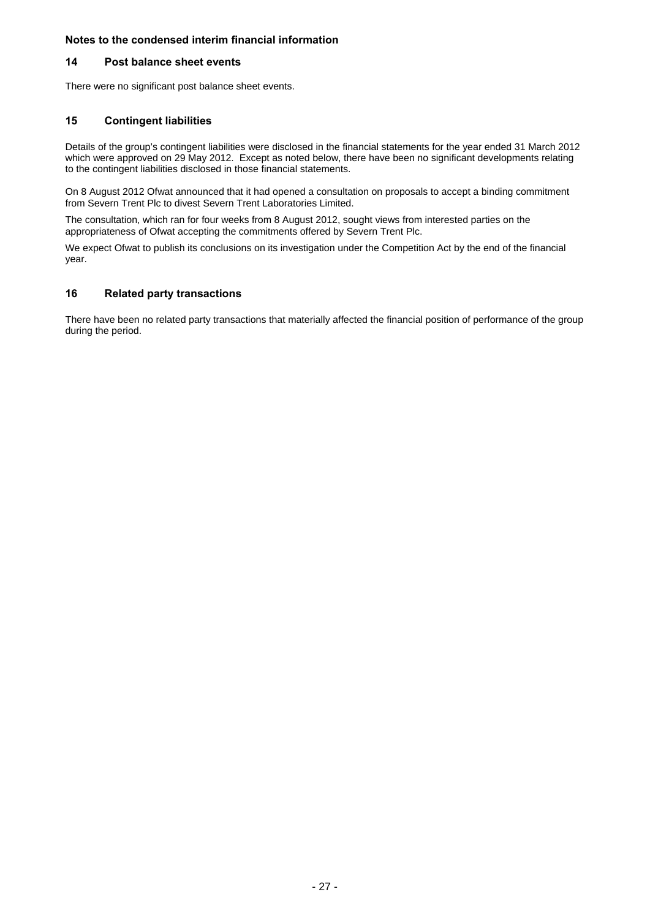**Notes to the condensed interim financial information**

## 14 Post balance sheet events

There were no significant post balance sheet events.

## 15 Contingent liabilities

Details of the group's contingent liabilities were disclosed in the financial statements for the year ended 31 March 2012 which were approved on 29 May 2012. Except as noted below, there have been no significant developments relating to the contingent liabilities disclosed in those financial statements.

On 8 August 2012 Ofwat announced that it had opened a consultation on proposals to accept a binding commitment from Severn Trent Plc to divest Severn Trent Laboratories Limited.

The consultation, which ran for four weeks from 8 August 2012, sought views from interested parties on the appropriateness of Ofwat accepting the commitments offered by Severn Trent Plc.

We expect Ofwat to publish its conclusions on its investigation under the Competition Act by the end of the financial year.

## 16 Related party transactions

There have been no related party transactions that materially affected the financial position of performance of the group during the period.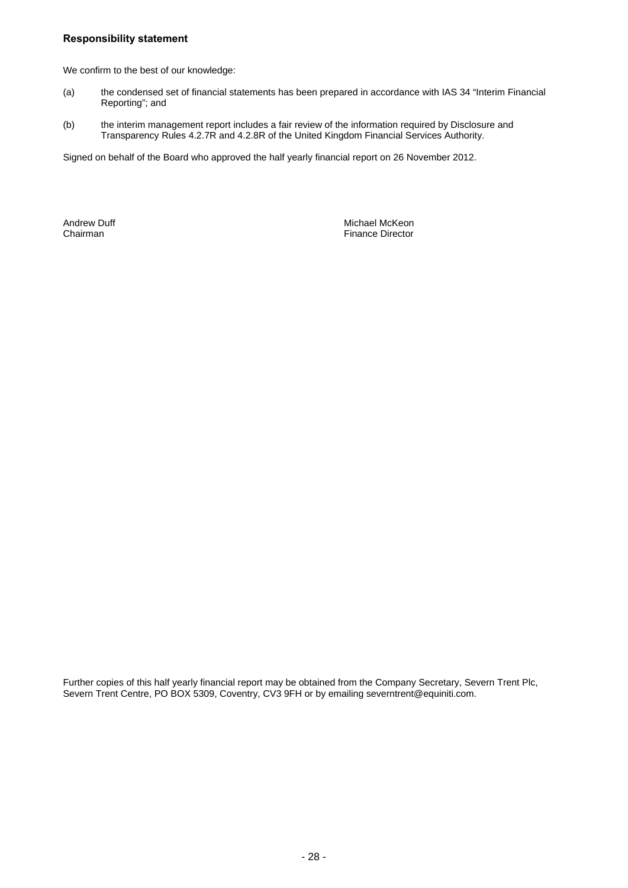## Responsibility statement

We confirm to the best of our knowledge:

(a) the condensed set of financial statements has been prepared in accordance with IAS 34 "Interim Financial Reporting"; and

(b) the interim management report includes a fair review of the information required by Disclosure and Transparency Rules 4.2.7R and 4.2.8R of the United Kingdom Financial Services Authority.

Signed on behalf of the Board who approved the half yearly financial report on 26 November 2012.

Andrew Duff
Chairman

Michael McKeon
Finance Director

Further copies of this half yearly financial report may be obtained from the Company Secretary, Severn Trent Plc, Severn Trent Centre, PO BOX 5309, Coventry, CV3 9FH or by emailing severntrent@equiniti.com.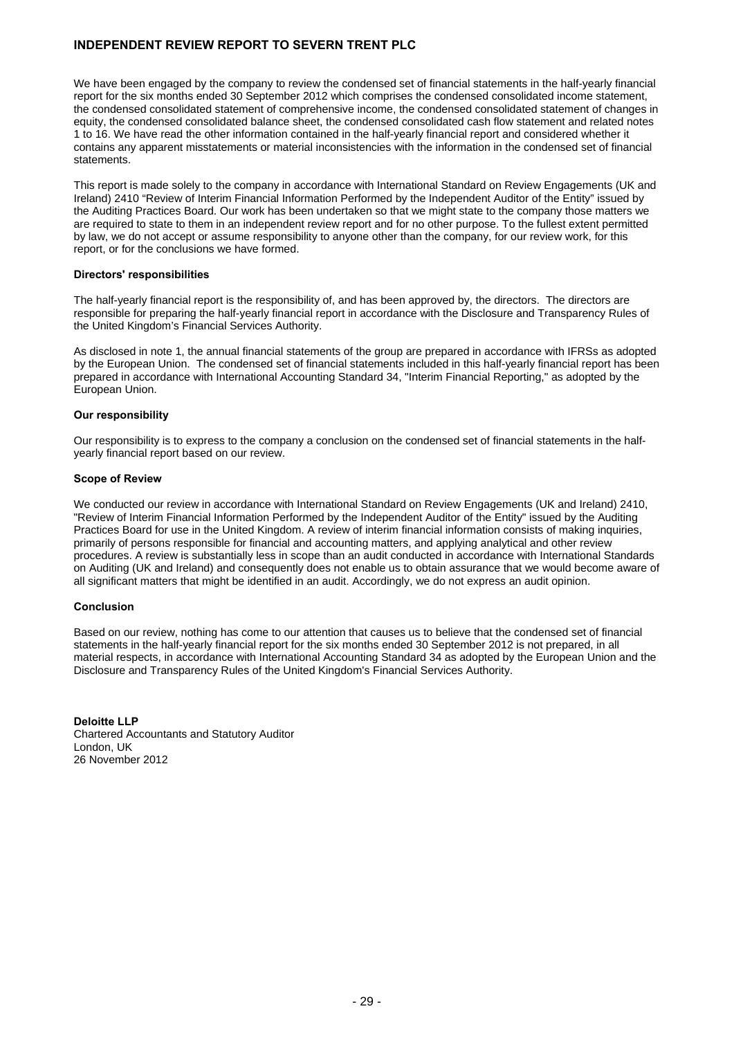## INDEPENDENT REVIEW REPORT TO SEVERN TRENT PLC

We have been engaged by the company to review the condensed set of financial statements in the half-yearly financial report for the six months ended 30 September 2012 which comprises the condensed consolidated income statement, the condensed consolidated statement of comprehensive income, the condensed consolidated statement of changes in equity, the condensed consolidated balance sheet, the condensed consolidated cash flow statement and related notes 1 to 16. We have read the other information contained in the half-yearly financial report and considered whether it contains any apparent misstatements or material inconsistencies with the information in the condensed set of financial statements.

This report is made solely to the company in accordance with International Standard on Review Engagements (UK and Ireland) 2410 "Review of Interim Financial Information Performed by the Independent Auditor of the Entity" issued by the Auditing Practices Board. Our work has been undertaken so that we might state to the company those matters we are required to state to them in an independent review report and for no other purpose. To the fullest extent permitted by law, we do not accept or assume responsibility to anyone other than the company, for our review work, for this report, or for the conclusions we have formed.

### Directors' responsibilities

The half-yearly financial report is the responsibility of, and has been approved by, the directors. The directors are responsible for preparing the half-yearly financial report in accordance with the Disclosure and Transparency Rules of the United Kingdom's Financial Services Authority.

As disclosed in note 1, the annual financial statements of the group are prepared in accordance with IFRSs as adopted by the European Union. The condensed set of financial statements included in this half-yearly financial report has been prepared in accordance with International Accounting Standard 34, "Interim Financial Reporting," as adopted by the European Union.

### Our responsibility

Our responsibility is to express to the company a conclusion on the condensed set of financial statements in the half-yearly financial report based on our review.

### Scope of Review

We conducted our review in accordance with International Standard on Review Engagements (UK and Ireland) 2410, "Review of Interim Financial Information Performed by the Independent Auditor of the Entity" issued by the Auditing Practices Board for use in the United Kingdom. A review of interim financial information consists of making inquiries, primarily of persons responsible for financial and accounting matters, and applying analytical and other review procedures. A review is substantially less in scope than an audit conducted in accordance with International Standards on Auditing (UK and Ireland) and consequently does not enable us to obtain assurance that we would become aware of all significant matters that might be identified in an audit. Accordingly, we do not express an audit opinion.

### Conclusion

Based on our review, nothing has come to our attention that causes us to believe that the condensed set of financial statements in the half-yearly financial report for the six months ended 30 September 2012 is not prepared, in all material respects, in accordance with International Accounting Standard 34 as adopted by the European Union and the Disclosure and Transparency Rules of the United Kingdom's Financial Services Authority.

**Deloitte LLP**
Chartered Accountants and Statutory Auditor
London, UK
26 November 2012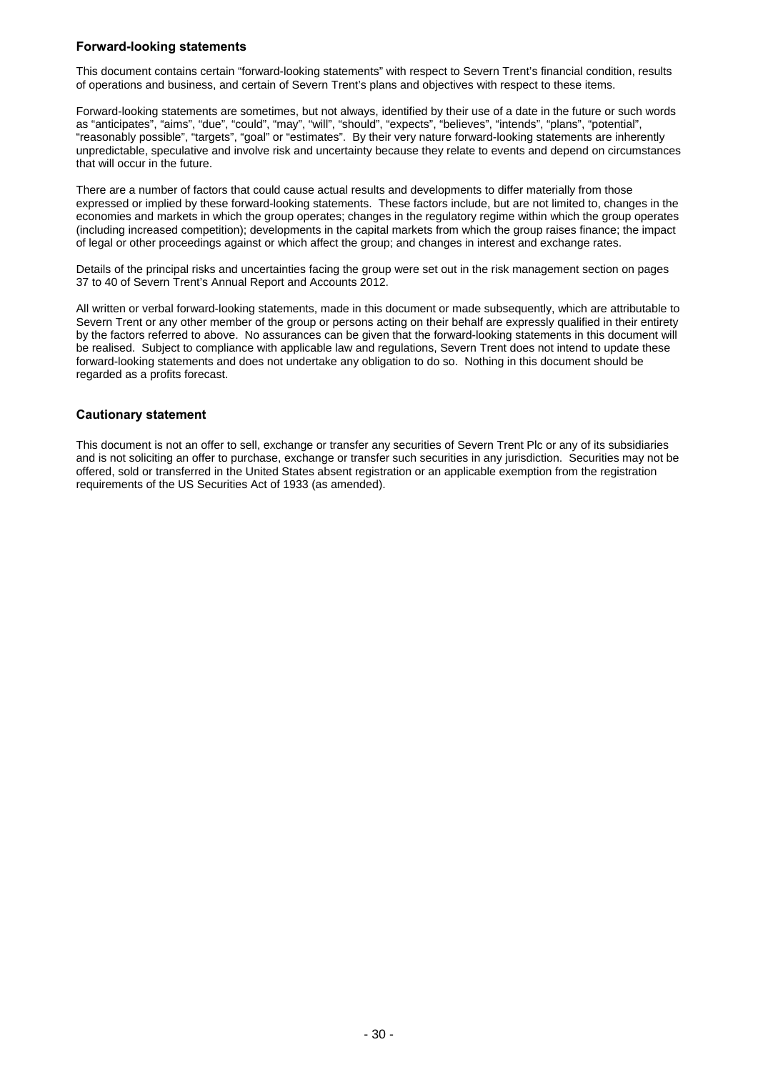## Forward-looking statements

This document contains certain "forward-looking statements" with respect to Severn Trent's financial condition, results of operations and business, and certain of Severn Trent's plans and objectives with respect to these items.

Forward-looking statements are sometimes, but not always, identified by their use of a date in the future or such words as "anticipates", "aims", "due", "could", "may", "will", "should", "expects", "believes", "intends", "plans", "potential", "reasonably possible", "targets", "goal" or "estimates". By their very nature forward-looking statements are inherently unpredictable, speculative and involve risk and uncertainty because they relate to events and depend on circumstances that will occur in the future.

There are a number of factors that could cause actual results and developments to differ materially from those expressed or implied by these forward-looking statements. These factors include, but are not limited to, changes in the economies and markets in which the group operates; changes in the regulatory regime within which the group operates (including increased competition); developments in the capital markets from which the group raises finance; the impact of legal or other proceedings against or which affect the group; and changes in interest and exchange rates.

Details of the principal risks and uncertainties facing the group were set out in the risk management section on pages 37 to 40 of Severn Trent's Annual Report and Accounts 2012.

All written or verbal forward-looking statements, made in this document or made subsequently, which are attributable to Severn Trent or any other member of the group or persons acting on their behalf are expressly qualified in their entirety by the factors referred to above. No assurances can be given that the forward-looking statements in this document will be realised. Subject to compliance with applicable law and regulations, Severn Trent does not intend to update these forward-looking statements and does not undertake any obligation to do so. Nothing in this document should be regarded as a profits forecast.

## Cautionary statement

This document is not an offer to sell, exchange or transfer any securities of Severn Trent Plc or any of its subsidiaries and is not soliciting an offer to purchase, exchange or transfer such securities in any jurisdiction. Securities may not be offered, sold or transferred in the United States absent registration or an applicable exemption from the registration requirements of the US Securities Act of 1933 (as amended).